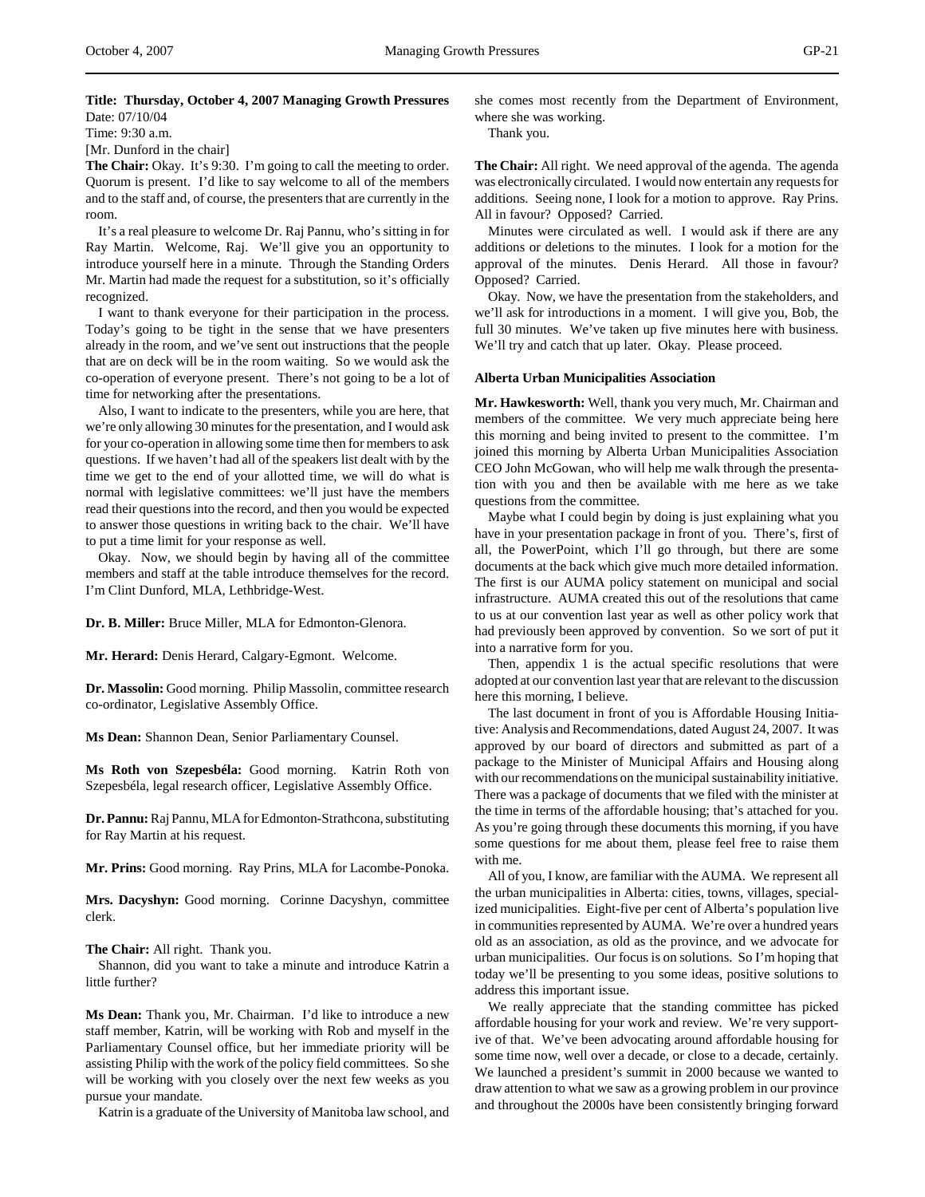**Title: Thursday, October 4, 2007 Managing Growth Pressures**
Date: 07/10/04
Time: 9:30 a.m.
[Mr. Dunford in the chair]

**The Chair:** Okay. It's 9:30. I'm going to call the meeting to order. Quorum is present. I'd like to say welcome to all of the members and to the staff and, of course, the presenters that are currently in the room.

It's a real pleasure to welcome Dr. Raj Pannu, who's sitting in for Ray Martin. Welcome, Raj. We'll give you an opportunity to introduce yourself here in a minute. Through the Standing Orders Mr. Martin had made the request for a substitution, so it's officially recognized.

I want to thank everyone for their participation in the process. Today's going to be tight in the sense that we have presenters already in the room, and we've sent out instructions that the people that are on deck will be in the room waiting. So we would ask the co-operation of everyone present. There's not going to be a lot of time for networking after the presentations.

Also, I want to indicate to the presenters, while you are here, that we're only allowing 30 minutes for the presentation, and I would ask for your co-operation in allowing some time then for members to ask questions. If we haven't had all of the speakers list dealt with by the time we get to the end of your allotted time, we will do what is normal with legislative committees: we'll just have the members read their questions into the record, and then you would be expected to answer those questions in writing back to the chair. We'll have to put a time limit for your response as well.

Okay. Now, we should begin by having all of the committee members and staff at the table introduce themselves for the record. I'm Clint Dunford, MLA, Lethbridge-West.

**Dr. B. Miller:** Bruce Miller, MLA for Edmonton-Glenora.

**Mr. Herard:** Denis Herard, Calgary-Egmont. Welcome.

**Dr. Massolin:** Good morning. Philip Massolin, committee research co-ordinator, Legislative Assembly Office.

**Ms Dean:** Shannon Dean, Senior Parliamentary Counsel.

**Ms Roth von Szepesbéla:** Good morning. Katrin Roth von Szepesbéla, legal research officer, Legislative Assembly Office.

**Dr. Pannu:** Raj Pannu, MLA for Edmonton-Strathcona, substituting for Ray Martin at his request.

**Mr. Prins:** Good morning. Ray Prins, MLA for Lacombe-Ponoka.

**Mrs. Dacyshyn:** Good morning. Corinne Dacyshyn, committee clerk.

**The Chair:** All right. Thank you.

Shannon, did you want to take a minute and introduce Katrin a little further?

**Ms Dean:** Thank you, Mr. Chairman. I'd like to introduce a new staff member, Katrin, will be working with Rob and myself in the Parliamentary Counsel office, but her immediate priority will be assisting Philip with the work of the policy field committees. So she will be working with you closely over the next few weeks as you pursue your mandate.

Katrin is a graduate of the University of Manitoba law school, and she comes most recently from the Department of Environment, where she was working.

Thank you.

**The Chair:** All right. We need approval of the agenda. The agenda was electronically circulated. I would now entertain any requests for additions. Seeing none, I look for a motion to approve. Ray Prins. All in favour? Opposed? Carried.

Minutes were circulated as well. I would ask if there are any additions or deletions to the minutes. I look for a motion for the approval of the minutes. Denis Herard. All those in favour? Opposed? Carried.

Okay. Now, we have the presentation from the stakeholders, and we'll ask for introductions in a moment. I will give you, Bob, the full 30 minutes. We've taken up five minutes here with business. We'll try and catch that up later. Okay. Please proceed.

**Alberta Urban Municipalities Association**

**Mr. Hawkesworth:** Well, thank you very much, Mr. Chairman and members of the committee. We very much appreciate being here this morning and being invited to present to the committee. I'm joined this morning by Alberta Urban Municipalities Association CEO John McGowan, who will help me walk through the presentation with you and then be available with me here as we take questions from the committee.

Maybe what I could begin by doing is just explaining what you have in your presentation package in front of you. There's, first of all, the PowerPoint, which I'll go through, but there are some documents at the back which give much more detailed information. The first is our AUMA policy statement on municipal and social infrastructure. AUMA created this out of the resolutions that came to us at our convention last year as well as other policy work that had previously been approved by convention. So we sort of put it into a narrative form for you.

Then, appendix 1 is the actual specific resolutions that were adopted at our convention last year that are relevant to the discussion here this morning, I believe.

The last document in front of you is Affordable Housing Initiative: Analysis and Recommendations, dated August 24, 2007. It was approved by our board of directors and submitted as part of a package to the Minister of Municipal Affairs and Housing along with our recommendations on the municipal sustainability initiative. There was a package of documents that we filed with the minister at the time in terms of the affordable housing; that's attached for you. As you're going through these documents this morning, if you have some questions for me about them, please feel free to raise them with me.

All of you, I know, are familiar with the AUMA. We represent all the urban municipalities in Alberta: cities, towns, villages, specialized municipalities. Eight-five per cent of Alberta's population live in communities represented by AUMA. We're over a hundred years old as an association, as old as the province, and we advocate for urban municipalities. Our focus is on solutions. So I'm hoping that today we'll be presenting to you some ideas, positive solutions to address this important issue.

We really appreciate that the standing committee has picked affordable housing for your work and review. We're very supportive of that. We've been advocating around affordable housing for some time now, well over a decade, or close to a decade, certainly. We launched a president's summit in 2000 because we wanted to draw attention to what we saw as a growing problem in our province and throughout the 2000s have been consistently bringing forward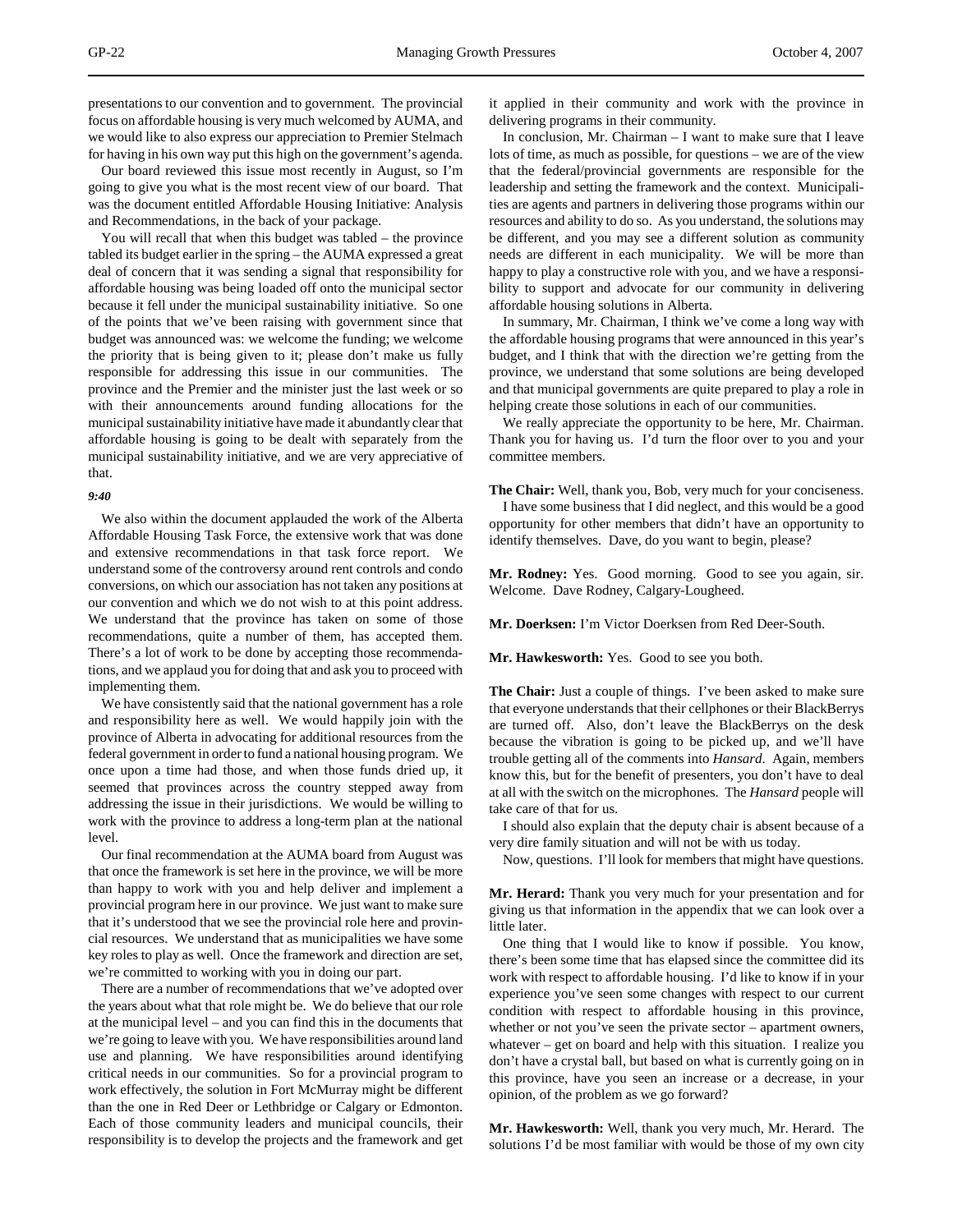presentations to our convention and to government. The provincial focus on affordable housing is very much welcomed by AUMA, and we would like to also express our appreciation to Premier Stelmach for having in his own way put this high on the government's agenda.

Our board reviewed this issue most recently in August, so I'm going to give you what is the most recent view of our board. That was the document entitled Affordable Housing Initiative: Analysis and Recommendations, in the back of your package.

You will recall that when this budget was tabled – the province tabled its budget earlier in the spring – the AUMA expressed a great deal of concern that it was sending a signal that responsibility for affordable housing was being loaded off onto the municipal sector because it fell under the municipal sustainability initiative. So one of the points that we've been raising with government since that budget was announced was: we welcome the funding; we welcome the priority that is being given to it; please don't make us fully responsible for addressing this issue in our communities. The province and the Premier and the minister just the last week or so with their announcements around funding allocations for the municipal sustainability initiative have made it abundantly clear that affordable housing is going to be dealt with separately from the municipal sustainability initiative, and we are very appreciative of that.

*9:40*

We also within the document applauded the work of the Alberta Affordable Housing Task Force, the extensive work that was done and extensive recommendations in that task force report. We understand some of the controversy around rent controls and condo conversions, on which our association has not taken any positions at our convention and which we do not wish to at this point address. We understand that the province has taken on some of those recommendations, quite a number of them, has accepted them. There's a lot of work to be done by accepting those recommendations, and we applaud you for doing that and ask you to proceed with implementing them.

We have consistently said that the national government has a role and responsibility here as well. We would happily join with the province of Alberta in advocating for additional resources from the federal government in order to fund a national housing program. We once upon a time had those, and when those funds dried up, it seemed that provinces across the country stepped away from addressing the issue in their jurisdictions. We would be willing to work with the province to address a long-term plan at the national level.

Our final recommendation at the AUMA board from August was that once the framework is set here in the province, we will be more than happy to work with you and help deliver and implement a provincial program here in our province. We just want to make sure that it's understood that we see the provincial role here and provincial resources. We understand that as municipalities we have some key roles to play as well. Once the framework and direction are set, we're committed to working with you in doing our part.

There are a number of recommendations that we've adopted over the years about what that role might be. We do believe that our role at the municipal level – and you can find this in the documents that we're going to leave with you. We have responsibilities around land use and planning. We have responsibilities around identifying critical needs in our communities. So for a provincial program to work effectively, the solution in Fort McMurray might be different than the one in Red Deer or Lethbridge or Calgary or Edmonton. Each of those community leaders and municipal councils, their responsibility is to develop the projects and the framework and get it applied in their community and work with the province in delivering programs in their community.

In conclusion, Mr. Chairman – I want to make sure that I leave lots of time, as much as possible, for questions – we are of the view that the federal/provincial governments are responsible for the leadership and setting the framework and the context. Municipalities are agents and partners in delivering those programs within our resources and ability to do so. As you understand, the solutions may be different, and you may see a different solution as community needs are different in each municipality. We will be more than happy to play a constructive role with you, and we have a responsibility to support and advocate for our community in delivering affordable housing solutions in Alberta.

In summary, Mr. Chairman, I think we've come a long way with the affordable housing programs that were announced in this year's budget, and I think that with the direction we're getting from the province, we understand that some solutions are being developed and that municipal governments are quite prepared to play a role in helping create those solutions in each of our communities.

We really appreciate the opportunity to be here, Mr. Chairman. Thank you for having us. I'd turn the floor over to you and your committee members.

**The Chair:** Well, thank you, Bob, very much for your conciseness.

I have some business that I did neglect, and this would be a good opportunity for other members that didn't have an opportunity to identify themselves. Dave, do you want to begin, please?

**Mr. Rodney:** Yes. Good morning. Good to see you again, sir. Welcome. Dave Rodney, Calgary-Lougheed.

**Mr. Doerksen:** I'm Victor Doerksen from Red Deer-South.

**Mr. Hawkesworth:** Yes. Good to see you both.

**The Chair:** Just a couple of things. I've been asked to make sure that everyone understands that their cellphones or their BlackBerrys are turned off. Also, don't leave the BlackBerrys on the desk because the vibration is going to be picked up, and we'll have trouble getting all of the comments into *Hansard*. Again, members know this, but for the benefit of presenters, you don't have to deal at all with the switch on the microphones. The *Hansard* people will take care of that for us.

I should also explain that the deputy chair is absent because of a very dire family situation and will not be with us today.

Now, questions. I'll look for members that might have questions.

**Mr. Herard:** Thank you very much for your presentation and for giving us that information in the appendix that we can look over a little later.

One thing that I would like to know if possible. You know, there's been some time that has elapsed since the committee did its work with respect to affordable housing. I'd like to know if in your experience you've seen some changes with respect to our current condition with respect to affordable housing in this province, whether or not you've seen the private sector – apartment owners, whatever – get on board and help with this situation. I realize you don't have a crystal ball, but based on what is currently going on in this province, have you seen an increase or a decrease, in your opinion, of the problem as we go forward?

**Mr. Hawkesworth:** Well, thank you very much, Mr. Herard. The solutions I'd be most familiar with would be those of my own city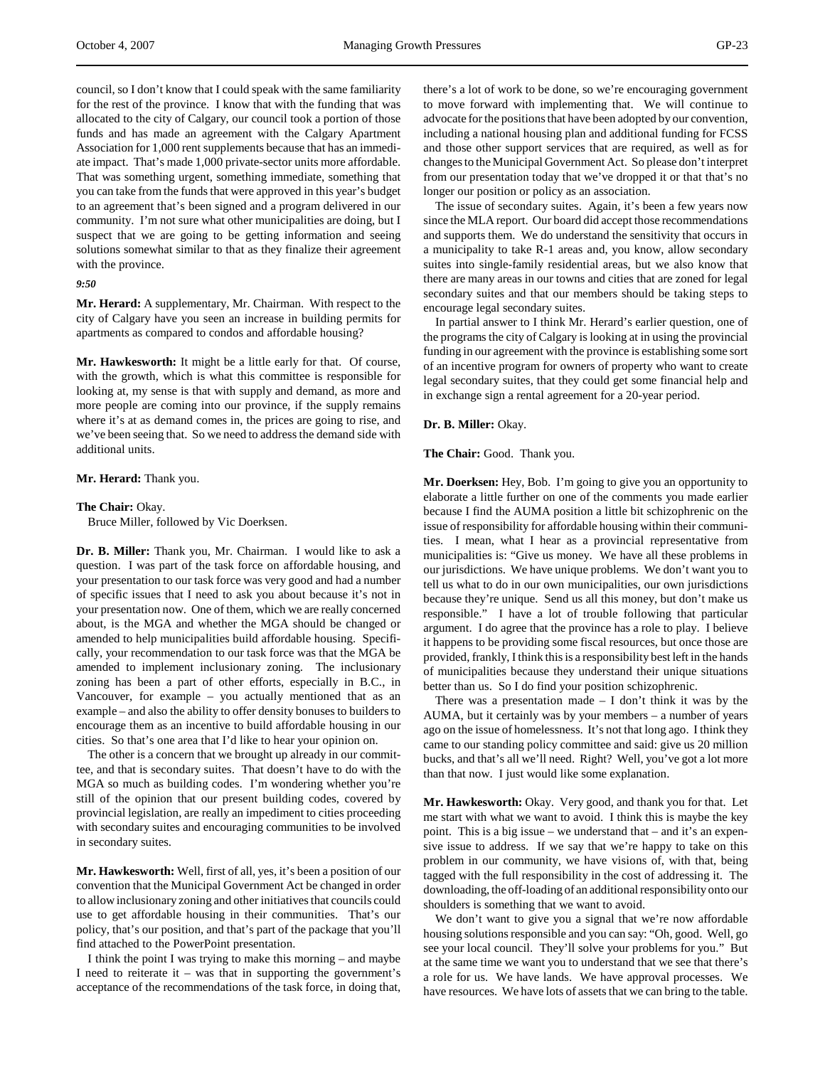council, so I don't know that I could speak with the same familiarity for the rest of the province. I know that with the funding that was allocated to the city of Calgary, our council took a portion of those funds and has made an agreement with the Calgary Apartment Association for 1,000 rent supplements because that has an immediate impact. That's made 1,000 private-sector units more affordable. That was something urgent, something immediate, something that you can take from the funds that were approved in this year's budget to an agreement that's been signed and a program delivered in our community. I'm not sure what other municipalities are doing, but I suspect that we are going to be getting information and seeing solutions somewhat similar to that as they finalize their agreement with the province.

*9:50*

**Mr. Herard:** A supplementary, Mr. Chairman. With respect to the city of Calgary have you seen an increase in building permits for apartments as compared to condos and affordable housing?

**Mr. Hawkesworth:** It might be a little early for that. Of course, with the growth, which is what this committee is responsible for looking at, my sense is that with supply and demand, as more and more people are coming into our province, if the supply remains where it's at as demand comes in, the prices are going to rise, and we've been seeing that. So we need to address the demand side with additional units.

**Mr. Herard:** Thank you.

**The Chair:** Okay.

Bruce Miller, followed by Vic Doerksen.

**Dr. B. Miller:** Thank you, Mr. Chairman. I would like to ask a question. I was part of the task force on affordable housing, and your presentation to our task force was very good and had a number of specific issues that I need to ask you about because it's not in your presentation now. One of them, which we are really concerned about, is the MGA and whether the MGA should be changed or amended to help municipalities build affordable housing. Specifically, your recommendation to our task force was that the MGA be amended to implement inclusionary zoning. The inclusionary zoning has been a part of other efforts, especially in B.C., in Vancouver, for example – you actually mentioned that as an example – and also the ability to offer density bonuses to builders to encourage them as an incentive to build affordable housing in our cities. So that's one area that I'd like to hear your opinion on.

The other is a concern that we brought up already in our committee, and that is secondary suites. That doesn't have to do with the MGA so much as building codes. I'm wondering whether you're still of the opinion that our present building codes, covered by provincial legislation, are really an impediment to cities proceeding with secondary suites and encouraging communities to be involved in secondary suites.

**Mr. Hawkesworth:** Well, first of all, yes, it's been a position of our convention that the Municipal Government Act be changed in order to allow inclusionary zoning and other initiatives that councils could use to get affordable housing in their communities. That's our policy, that's our position, and that's part of the package that you'll find attached to the PowerPoint presentation.

I think the point I was trying to make this morning – and maybe I need to reiterate it – was that in supporting the government's acceptance of the recommendations of the task force, in doing that, there's a lot of work to be done, so we're encouraging government to move forward with implementing that. We will continue to advocate for the positions that have been adopted by our convention, including a national housing plan and additional funding for FCSS and those other support services that are required, as well as for changes to the Municipal Government Act. So please don't interpret from our presentation today that we've dropped it or that that's no longer our position or policy as an association.

The issue of secondary suites. Again, it's been a few years now since the MLA report. Our board did accept those recommendations and supports them. We do understand the sensitivity that occurs in a municipality to take R-1 areas and, you know, allow secondary suites into single-family residential areas, but we also know that there are many areas in our towns and cities that are zoned for legal secondary suites and that our members should be taking steps to encourage legal secondary suites.

In partial answer to I think Mr. Herard's earlier question, one of the programs the city of Calgary is looking at in using the provincial funding in our agreement with the province is establishing some sort of an incentive program for owners of property who want to create legal secondary suites, that they could get some financial help and in exchange sign a rental agreement for a 20-year period.

**Dr. B. Miller:** Okay.

**The Chair:** Good. Thank you.

**Mr. Doerksen:** Hey, Bob. I'm going to give you an opportunity to elaborate a little further on one of the comments you made earlier because I find the AUMA position a little bit schizophrenic on the issue of responsibility for affordable housing within their communities. I mean, what I hear as a provincial representative from municipalities is: "Give us money. We have all these problems in our jurisdictions. We have unique problems. We don't want you to tell us what to do in our own municipalities, our own jurisdictions because they're unique. Send us all this money, but don't make us responsible." I have a lot of trouble following that particular argument. I do agree that the province has a role to play. I believe it happens to be providing some fiscal resources, but once those are provided, frankly, I think this is a responsibility best left in the hands of municipalities because they understand their unique situations better than us. So I do find your position schizophrenic.

There was a presentation made – I don't think it was by the AUMA, but it certainly was by your members – a number of years ago on the issue of homelessness. It's not that long ago. I think they came to our standing policy committee and said: give us 20 million bucks, and that's all we'll need. Right? Well, you've got a lot more than that now. I just would like some explanation.

**Mr. Hawkesworth:** Okay. Very good, and thank you for that. Let me start with what we want to avoid. I think this is maybe the key point. This is a big issue – we understand that – and it's an expensive issue to address. If we say that we're happy to take on this problem in our community, we have visions of, with that, being tagged with the full responsibility in the cost of addressing it. The downloading, the off-loading of an additional responsibility onto our shoulders is something that we want to avoid.

We don't want to give you a signal that we're now affordable housing solutions responsible and you can say: "Oh, good. Well, go see your local council. They'll solve your problems for you." But at the same time we want you to understand that we see that there's a role for us. We have lands. We have approval processes. We have resources. We have lots of assets that we can bring to the table.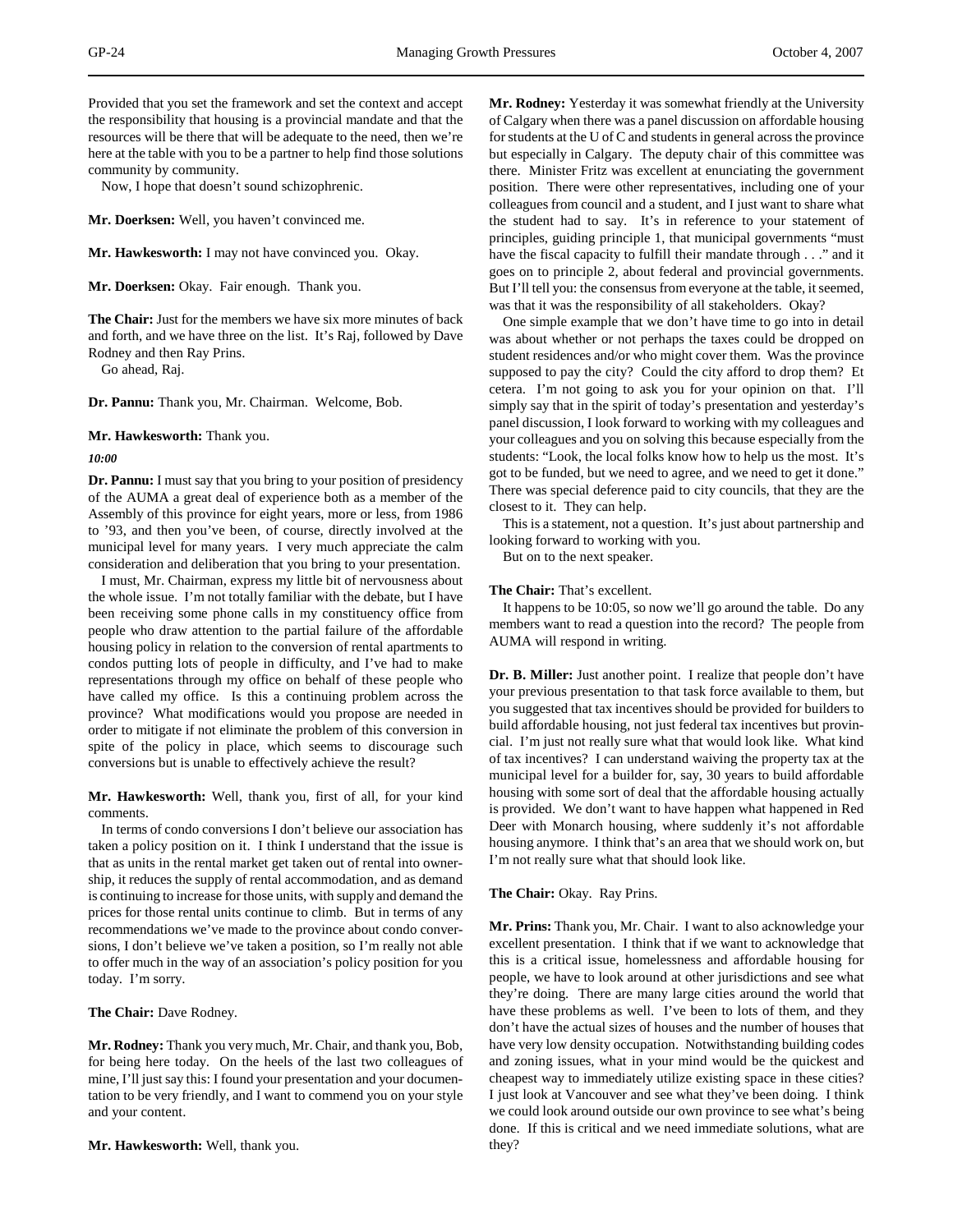Provided that you set the framework and set the context and accept the responsibility that housing is a provincial mandate and that the resources will be there that will be adequate to the need, then we're here at the table with you to be a partner to help find those solutions community by community.

Now, I hope that doesn't sound schizophrenic.

**Mr. Doerksen:** Well, you haven't convinced me.

**Mr. Hawkesworth:** I may not have convinced you. Okay.

**Mr. Doerksen:** Okay. Fair enough. Thank you.

**The Chair:** Just for the members we have six more minutes of back and forth, and we have three on the list. It's Raj, followed by Dave Rodney and then Ray Prins.

Go ahead, Raj.

**Dr. Pannu:** Thank you, Mr. Chairman. Welcome, Bob.

**Mr. Hawkesworth:** Thank you.

*10:00*

**Dr. Pannu:** I must say that you bring to your position of presidency of the AUMA a great deal of experience both as a member of the Assembly of this province for eight years, more or less, from 1986 to '93, and then you've been, of course, directly involved at the municipal level for many years. I very much appreciate the calm consideration and deliberation that you bring to your presentation.

I must, Mr. Chairman, express my little bit of nervousness about the whole issue. I'm not totally familiar with the debate, but I have been receiving some phone calls in my constituency office from people who draw attention to the partial failure of the affordable housing policy in relation to the conversion of rental apartments to condos putting lots of people in difficulty, and I've had to make representations through my office on behalf of these people who have called my office. Is this a continuing problem across the province? What modifications would you propose are needed in order to mitigate if not eliminate the problem of this conversion in spite of the policy in place, which seems to discourage such conversions but is unable to effectively achieve the result?

**Mr. Hawkesworth:** Well, thank you, first of all, for your kind comments.

In terms of condo conversions I don't believe our association has taken a policy position on it. I think I understand that the issue is that as units in the rental market get taken out of rental into ownership, it reduces the supply of rental accommodation, and as demand is continuing to increase for those units, with supply and demand the prices for those rental units continue to climb. But in terms of any recommendations we've made to the province about condo conversions, I don't believe we've taken a position, so I'm really not able to offer much in the way of an association's policy position for you today. I'm sorry.

**The Chair:** Dave Rodney.

**Mr. Rodney:** Thank you very much, Mr. Chair, and thank you, Bob, for being here today. On the heels of the last two colleagues of mine, I'll just say this: I found your presentation and your documentation to be very friendly, and I want to commend you on your style and your content.

**Mr. Hawkesworth:** Well, thank you.

**Mr. Rodney:** Yesterday it was somewhat friendly at the University of Calgary when there was a panel discussion on affordable housing for students at the U of C and students in general across the province but especially in Calgary. The deputy chair of this committee was there. Minister Fritz was excellent at enunciating the government position. There were other representatives, including one of your colleagues from council and a student, and I just want to share what the student had to say. It's in reference to your statement of principles, guiding principle 1, that municipal governments "must have the fiscal capacity to fulfill their mandate through . . ." and it goes on to principle 2, about federal and provincial governments. But I'll tell you: the consensus from everyone at the table, it seemed, was that it was the responsibility of all stakeholders. Okay?

One simple example that we don't have time to go into in detail was about whether or not perhaps the taxes could be dropped on student residences and/or who might cover them. Was the province supposed to pay the city? Could the city afford to drop them? Et cetera. I'm not going to ask you for your opinion on that. I'll simply say that in the spirit of today's presentation and yesterday's panel discussion, I look forward to working with my colleagues and your colleagues and you on solving this because especially from the students: "Look, the local folks know how to help us the most. It's got to be funded, but we need to agree, and we need to get it done." There was special deference paid to city councils, that they are the closest to it. They can help.

This is a statement, not a question. It's just about partnership and looking forward to working with you.

But on to the next speaker.

**The Chair:** That's excellent.

It happens to be 10:05, so now we'll go around the table. Do any members want to read a question into the record? The people from AUMA will respond in writing.

**Dr. B. Miller:** Just another point. I realize that people don't have your previous presentation to that task force available to them, but you suggested that tax incentives should be provided for builders to build affordable housing, not just federal tax incentives but provincial. I'm just not really sure what that would look like. What kind of tax incentives? I can understand waiving the property tax at the municipal level for a builder for, say, 30 years to build affordable housing with some sort of deal that the affordable housing actually is provided. We don't want to have happen what happened in Red Deer with Monarch housing, where suddenly it's not affordable housing anymore. I think that's an area that we should work on, but I'm not really sure what that should look like.

**The Chair:** Okay. Ray Prins.

**Mr. Prins:** Thank you, Mr. Chair. I want to also acknowledge your excellent presentation. I think that if we want to acknowledge that this is a critical issue, homelessness and affordable housing for people, we have to look around at other jurisdictions and see what they're doing. There are many large cities around the world that have these problems as well. I've been to lots of them, and they don't have the actual sizes of houses and the number of houses that have very low density occupation. Notwithstanding building codes and zoning issues, what in your mind would be the quickest and cheapest way to immediately utilize existing space in these cities? I just look at Vancouver and see what they've been doing. I think we could look around outside our own province to see what's being done. If this is critical and we need immediate solutions, what are they?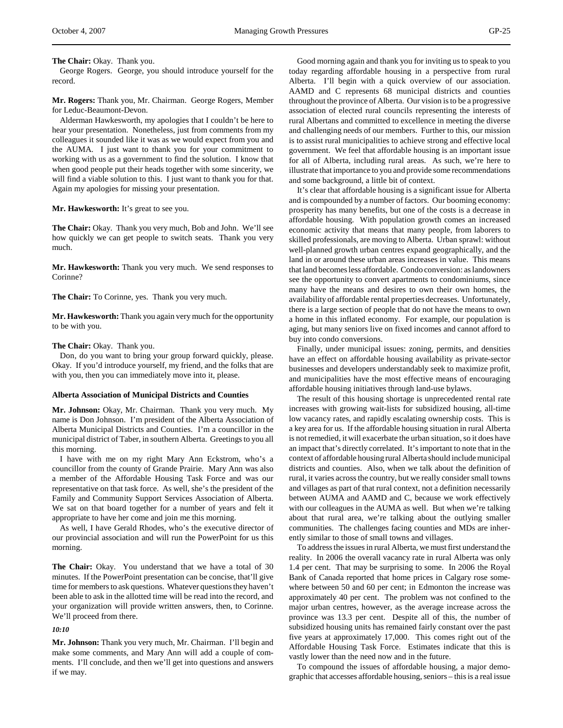**The Chair:** Okay. Thank you.

George Rogers. George, you should introduce yourself for the record.

**Mr. Rogers:** Thank you, Mr. Chairman. George Rogers, Member for Leduc-Beaumont-Devon.

Alderman Hawkesworth, my apologies that I couldn't be here to hear your presentation. Nonetheless, just from comments from my colleagues it sounded like it was as we would expect from you and the AUMA. I just want to thank you for your commitment to working with us as a government to find the solution. I know that when good people put their heads together with some sincerity, we will find a viable solution to this. I just want to thank you for that. Again my apologies for missing your presentation.

**Mr. Hawkesworth:** It's great to see you.

**The Chair:** Okay. Thank you very much, Bob and John. We'll see how quickly we can get people to switch seats. Thank you very much.

**Mr. Hawkesworth:** Thank you very much. We send responses to Corinne?

**The Chair:** To Corinne, yes. Thank you very much.

**Mr. Hawkesworth:** Thank you again very much for the opportunity to be with you.

**The Chair:** Okay. Thank you.

Don, do you want to bring your group forward quickly, please. Okay. If you'd introduce yourself, my friend, and the folks that are with you, then you can immediately move into it, please.

### Alberta Association of Municipal Districts and Counties

**Mr. Johnson:** Okay, Mr. Chairman. Thank you very much. My name is Don Johnson. I'm president of the Alberta Association of Alberta Municipal Districts and Counties. I'm a councillor in the municipal district of Taber, in southern Alberta. Greetings to you all this morning.

I have with me on my right Mary Ann Eckstrom, who's a councillor from the county of Grande Prairie. Mary Ann was also a member of the Affordable Housing Task Force and was our representative on that task force. As well, she's the president of the Family and Community Support Services Association of Alberta. We sat on that board together for a number of years and felt it appropriate to have her come and join me this morning.

As well, I have Gerald Rhodes, who's the executive director of our provincial association and will run the PowerPoint for us this morning.

**The Chair:** Okay. You understand that we have a total of 30 minutes. If the PowerPoint presentation can be concise, that'll give time for members to ask questions. Whatever questions they haven't been able to ask in the allotted time will be read into the record, and your organization will provide written answers, then, to Corinne. We'll proceed from there.

*10:10*

**Mr. Johnson:** Thank you very much, Mr. Chairman. I'll begin and make some comments, and Mary Ann will add a couple of comments. I'll conclude, and then we'll get into questions and answers if we may.

Good morning again and thank you for inviting us to speak to you today regarding affordable housing in a perspective from rural Alberta. I'll begin with a quick overview of our association. AAMD and C represents 68 municipal districts and counties throughout the province of Alberta. Our vision is to be a progressive association of elected rural councils representing the interests of rural Albertans and committed to excellence in meeting the diverse and challenging needs of our members. Further to this, our mission is to assist rural municipalities to achieve strong and effective local government. We feel that affordable housing is an important issue for all of Alberta, including rural areas. As such, we're here to illustrate that importance to you and provide some recommendations and some background, a little bit of context.

It's clear that affordable housing is a significant issue for Alberta and is compounded by a number of factors. Our booming economy: prosperity has many benefits, but one of the costs is a decrease in affordable housing. With population growth comes an increased economic activity that means that many people, from laborers to skilled professionals, are moving to Alberta. Urban sprawl: without well-planned growth urban centres expand geographically, and the land in or around these urban areas increases in value. This means that land becomes less affordable. Condo conversion: as landowners see the opportunity to convert apartments to condominiums, since many have the means and desires to own their own homes, the availability of affordable rental properties decreases. Unfortunately, there is a large section of people that do not have the means to own a home in this inflated economy. For example, our population is aging, but many seniors live on fixed incomes and cannot afford to buy into condo conversions.

Finally, under municipal issues: zoning, permits, and densities have an effect on affordable housing availability as private-sector businesses and developers understandably seek to maximize profit, and municipalities have the most effective means of encouraging affordable housing initiatives through land-use bylaws.

The result of this housing shortage is unprecedented rental rate increases with growing wait-lists for subsidized housing, all-time low vacancy rates, and rapidly escalating ownership costs. This is a key area for us. If the affordable housing situation in rural Alberta is not remedied, it will exacerbate the urban situation, so it does have an impact that's directly correlated. It's important to note that in the context of affordable housing rural Alberta should include municipal districts and counties. Also, when we talk about the definition of rural, it varies across the country, but we really consider small towns and villages as part of that rural context, not a definition necessarily between AUMA and AAMD and C, because we work effectively with our colleagues in the AUMA as well. But when we're talking about that rural area, we're talking about the outlying smaller communities. The challenges facing counties and MDs are inherently similar to those of small towns and villages.

To address the issues in rural Alberta, we must first understand the reality. In 2006 the overall vacancy rate in rural Alberta was only 1.4 per cent. That may be surprising to some. In 2006 the Royal Bank of Canada reported that home prices in Calgary rose somewhere between 50 and 60 per cent; in Edmonton the increase was approximately 40 per cent. The problem was not confined to the major urban centres, however, as the average increase across the province was 13.3 per cent. Despite all of this, the number of subsidized housing units has remained fairly constant over the past five years at approximately 17,000. This comes right out of the Affordable Housing Task Force. Estimates indicate that this is vastly lower than the need now and in the future.

To compound the issues of affordable housing, a major demographic that accesses affordable housing, seniors – this is a real issue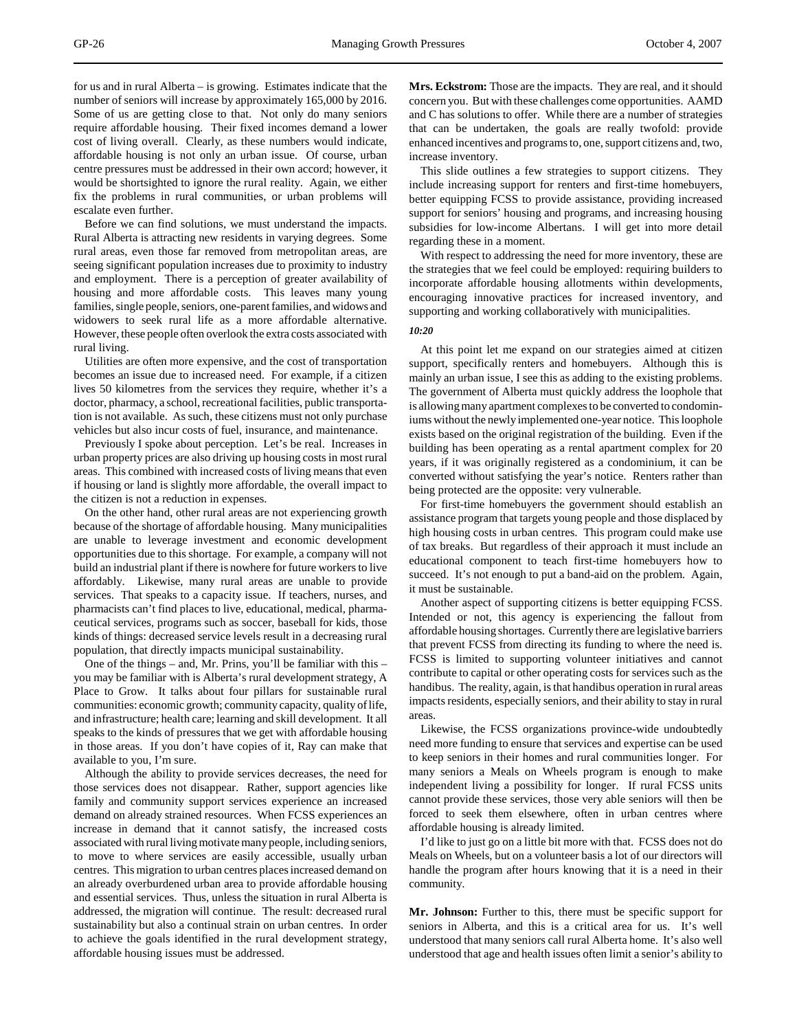for us and in rural Alberta – is growing. Estimates indicate that the number of seniors will increase by approximately 165,000 by 2016. Some of us are getting close to that. Not only do many seniors require affordable housing. Their fixed incomes demand a lower cost of living overall. Clearly, as these numbers would indicate, affordable housing is not only an urban issue. Of course, urban centre pressures must be addressed in their own accord; however, it would be shortsighted to ignore the rural reality. Again, we either fix the problems in rural communities, or urban problems will escalate even further.

Before we can find solutions, we must understand the impacts. Rural Alberta is attracting new residents in varying degrees. Some rural areas, even those far removed from metropolitan areas, are seeing significant population increases due to proximity to industry and employment. There is a perception of greater availability of housing and more affordable costs. This leaves many young families, single people, seniors, one-parent families, and widows and widowers to seek rural life as a more affordable alternative. However, these people often overlook the extra costs associated with rural living.

Utilities are often more expensive, and the cost of transportation becomes an issue due to increased need. For example, if a citizen lives 50 kilometres from the services they require, whether it's a doctor, pharmacy, a school, recreational facilities, public transportation is not available. As such, these citizens must not only purchase vehicles but also incur costs of fuel, insurance, and maintenance.

Previously I spoke about perception. Let's be real. Increases in urban property prices are also driving up housing costs in most rural areas. This combined with increased costs of living means that even if housing or land is slightly more affordable, the overall impact to the citizen is not a reduction in expenses.

On the other hand, other rural areas are not experiencing growth because of the shortage of affordable housing. Many municipalities are unable to leverage investment and economic development opportunities due to this shortage. For example, a company will not build an industrial plant if there is nowhere for future workers to live affordably. Likewise, many rural areas are unable to provide services. That speaks to a capacity issue. If teachers, nurses, and pharmacists can't find places to live, educational, medical, pharmaceutical services, programs such as soccer, baseball for kids, those kinds of things: decreased service levels result in a decreasing rural population, that directly impacts municipal sustainability.

One of the things – and, Mr. Prins, you'll be familiar with this – you may be familiar with is Alberta's rural development strategy, A Place to Grow. It talks about four pillars for sustainable rural communities: economic growth; community capacity, quality of life, and infrastructure; health care; learning and skill development. It all speaks to the kinds of pressures that we get with affordable housing in those areas. If you don't have copies of it, Ray can make that available to you, I'm sure.

Although the ability to provide services decreases, the need for those services does not disappear. Rather, support agencies like family and community support services experience an increased demand on already strained resources. When FCSS experiences an increase in demand that it cannot satisfy, the increased costs associated with rural living motivate many people, including seniors, to move to where services are easily accessible, usually urban centres. This migration to urban centres places increased demand on an already overburdened urban area to provide affordable housing and essential services. Thus, unless the situation in rural Alberta is addressed, the migration will continue. The result: decreased rural sustainability but also a continual strain on urban centres. In order to achieve the goals identified in the rural development strategy, affordable housing issues must be addressed.

**Mrs. Eckstrom:** Those are the impacts. They are real, and it should concern you. But with these challenges come opportunities. AAMD and C has solutions to offer. While there are a number of strategies that can be undertaken, the goals are really twofold: provide enhanced incentives and programs to, one, support citizens and, two, increase inventory.

This slide outlines a few strategies to support citizens. They include increasing support for renters and first-time homebuyers, better equipping FCSS to provide assistance, providing increased support for seniors' housing and programs, and increasing housing subsidies for low-income Albertans. I will get into more detail regarding these in a moment.

With respect to addressing the need for more inventory, these are the strategies that we feel could be employed: requiring builders to incorporate affordable housing allotments within developments, encouraging innovative practices for increased inventory, and supporting and working collaboratively with municipalities.

*10:20*

At this point let me expand on our strategies aimed at citizen support, specifically renters and homebuyers. Although this is mainly an urban issue, I see this as adding to the existing problems. The government of Alberta must quickly address the loophole that is allowing many apartment complexes to be converted to condominiums without the newly implemented one-year notice. This loophole exists based on the original registration of the building. Even if the building has been operating as a rental apartment complex for 20 years, if it was originally registered as a condominium, it can be converted without satisfying the year's notice. Renters rather than being protected are the opposite: very vulnerable.

For first-time homebuyers the government should establish an assistance program that targets young people and those displaced by high housing costs in urban centres. This program could make use of tax breaks. But regardless of their approach it must include an educational component to teach first-time homebuyers how to succeed. It's not enough to put a band-aid on the problem. Again, it must be sustainable.

Another aspect of supporting citizens is better equipping FCSS. Intended or not, this agency is experiencing the fallout from affordable housing shortages. Currently there are legislative barriers that prevent FCSS from directing its funding to where the need is. FCSS is limited to supporting volunteer initiatives and cannot contribute to capital or other operating costs for services such as the handibus. The reality, again, is that handibus operation in rural areas impacts residents, especially seniors, and their ability to stay in rural areas.

Likewise, the FCSS organizations province-wide undoubtedly need more funding to ensure that services and expertise can be used to keep seniors in their homes and rural communities longer. For many seniors a Meals on Wheels program is enough to make independent living a possibility for longer. If rural FCSS units cannot provide these services, those very able seniors will then be forced to seek them elsewhere, often in urban centres where affordable housing is already limited.

I'd like to just go on a little bit more with that. FCSS does not do Meals on Wheels, but on a volunteer basis a lot of our directors will handle the program after hours knowing that it is a need in their community.

**Mr. Johnson:** Further to this, there must be specific support for seniors in Alberta, and this is a critical area for us. It's well understood that many seniors call rural Alberta home. It's also well understood that age and health issues often limit a senior's ability to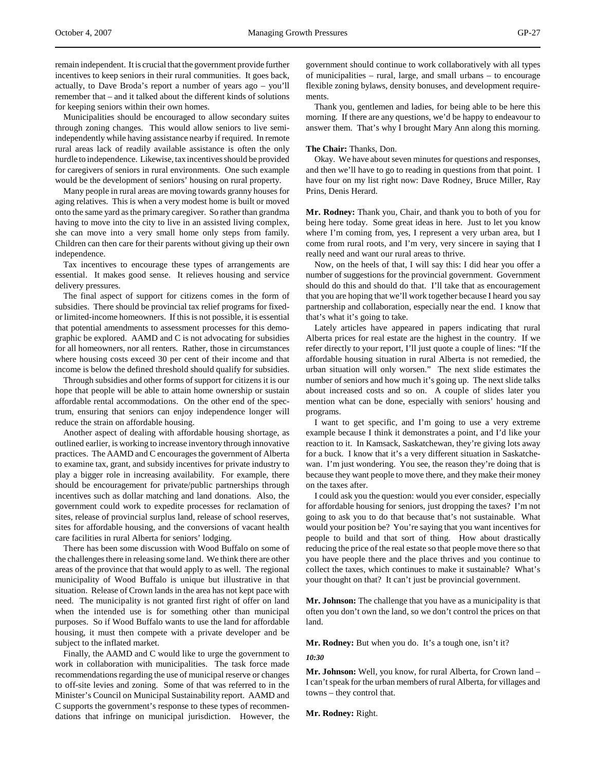remain independent. It is crucial that the government provide further incentives to keep seniors in their rural communities. It goes back, actually, to Dave Broda's report a number of years ago – you'll remember that – and it talked about the different kinds of solutions for keeping seniors within their own homes.

Municipalities should be encouraged to allow secondary suites through zoning changes. This would allow seniors to live semi-independently while having assistance nearby if required. In remote rural areas lack of readily available assistance is often the only hurdle to independence. Likewise, tax incentives should be provided for caregivers of seniors in rural environments. One such example would be the development of seniors' housing on rural property.

Many people in rural areas are moving towards granny houses for aging relatives. This is when a very modest home is built or moved onto the same yard as the primary caregiver. So rather than grandma having to move into the city to live in an assisted living complex, she can move into a very small home only steps from family. Children can then care for their parents without giving up their own independence.

Tax incentives to encourage these types of arrangements are essential. It makes good sense. It relieves housing and service delivery pressures.

The final aspect of support for citizens comes in the form of subsidies. There should be provincial tax relief programs for fixed- or limited-income homeowners. If this is not possible, it is essential that potential amendments to assessment processes for this demographic be explored. AAMD and C is not advocating for subsidies for all homeowners, nor all renters. Rather, those in circumstances where housing costs exceed 30 per cent of their income and that income is below the defined threshold should qualify for subsidies.

Through subsidies and other forms of support for citizens it is our hope that people will be able to attain home ownership or sustain affordable rental accommodations. On the other end of the spectrum, ensuring that seniors can enjoy independence longer will reduce the strain on affordable housing.

Another aspect of dealing with affordable housing shortage, as outlined earlier, is working to increase inventory through innovative practices. The AAMD and C encourages the government of Alberta to examine tax, grant, and subsidy incentives for private industry to play a bigger role in increasing availability. For example, there should be encouragement for private/public partnerships through incentives such as dollar matching and land donations. Also, the government could work to expedite processes for reclamation of sites, release of provincial surplus land, release of school reserves, sites for affordable housing, and the conversions of vacant health care facilities in rural Alberta for seniors' lodging.

There has been some discussion with Wood Buffalo on some of the challenges there in releasing some land. We think there are other areas of the province that that would apply to as well. The regional municipality of Wood Buffalo is unique but illustrative in that situation. Release of Crown lands in the area has not kept pace with need. The municipality is not granted first right of offer on land when the intended use is for something other than municipal purposes. So if Wood Buffalo wants to use the land for affordable housing, it must then compete with a private developer and be subject to the inflated market.

Finally, the AAMD and C would like to urge the government to work in collaboration with municipalities. The task force made recommendations regarding the use of municipal reserve or changes to off-site levies and zoning. Some of that was referred to in the Minister's Council on Municipal Sustainability report. AAMD and C supports the government's response to these types of recommendations that infringe on municipal jurisdiction. However, the government should continue to work collaboratively with all types of municipalities – rural, large, and small urbans – to encourage flexible zoning bylaws, density bonuses, and development requirements.

Thank you, gentlemen and ladies, for being able to be here this morning. If there are any questions, we'd be happy to endeavour to answer them. That's why I brought Mary Ann along this morning.

**The Chair:** Thanks, Don.

Okay. We have about seven minutes for questions and responses, and then we'll have to go to reading in questions from that point. I have four on my list right now: Dave Rodney, Bruce Miller, Ray Prins, Denis Herard.

**Mr. Rodney:** Thank you, Chair, and thank you to both of you for being here today. Some great ideas in here. Just to let you know where I'm coming from, yes, I represent a very urban area, but I come from rural roots, and I'm very, very sincere in saying that I really need and want our rural areas to thrive.

Now, on the heels of that, I will say this: I did hear you offer a number of suggestions for the provincial government. Government should do this and should do that. I'll take that as encouragement that you are hoping that we'll work together because I heard you say partnership and collaboration, especially near the end. I know that that's what it's going to take.

Lately articles have appeared in papers indicating that rural Alberta prices for real estate are the highest in the country. If we refer directly to your report, I'll just quote a couple of lines: "If the affordable housing situation in rural Alberta is not remedied, the urban situation will only worsen." The next slide estimates the number of seniors and how much it's going up. The next slide talks about increased costs and so on. A couple of slides later you mention what can be done, especially with seniors' housing and programs.

I want to get specific, and I'm going to use a very extreme example because I think it demonstrates a point, and I'd like your reaction to it. In Kamsack, Saskatchewan, they're giving lots away for a buck. I know that it's a very different situation in Saskatchewan. I'm just wondering. You see, the reason they're doing that is because they want people to move there, and they make their money on the taxes after.

I could ask you the question: would you ever consider, especially for affordable housing for seniors, just dropping the taxes? I'm not going to ask you to do that because that's not sustainable. What would your position be? You're saying that you want incentives for people to build and that sort of thing. How about drastically reducing the price of the real estate so that people move there so that you have people there and the place thrives and you continue to collect the taxes, which continues to make it sustainable? What's your thought on that? It can't just be provincial government.

**Mr. Johnson:** The challenge that you have as a municipality is that often you don't own the land, so we don't control the prices on that land.

**Mr. Rodney:** But when you do. It's a tough one, isn't it?

*10:30*

**Mr. Johnson:** Well, you know, for rural Alberta, for Crown land – I can't speak for the urban members of rural Alberta, for villages and towns – they control that.

**Mr. Rodney:** Right.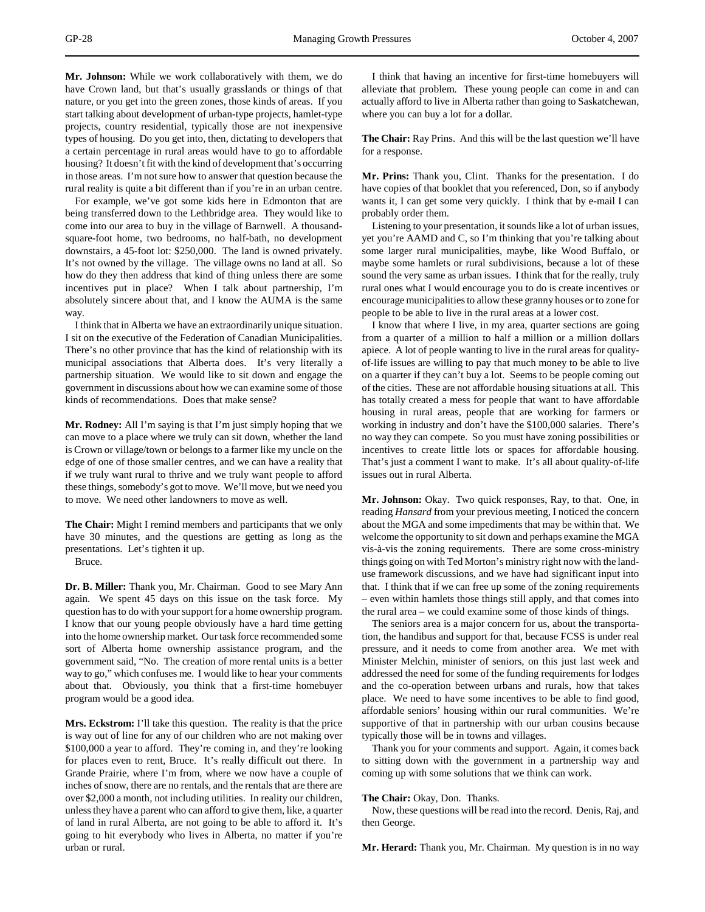**Mr. Johnson:** While we work collaboratively with them, we do have Crown land, but that's usually grasslands or things of that nature, or you get into the green zones, those kinds of areas. If you start talking about development of urban-type projects, hamlet-type projects, country residential, typically those are not inexpensive types of housing. Do you get into, then, dictating to developers that a certain percentage in rural areas would have to go to affordable housing? It doesn't fit with the kind of development that's occurring in those areas. I'm not sure how to answer that question because the rural reality is quite a bit different than if you're in an urban centre.

For example, we've got some kids here in Edmonton that are being transferred down to the Lethbridge area. They would like to come into our area to buy in the village of Barnwell. A thousand-square-foot home, two bedrooms, no half-bath, no development downstairs, a 45-foot lot: $250,000. The land is owned privately. It's not owned by the village. The village owns no land at all. So how do they then address that kind of thing unless there are some incentives put in place? When I talk about partnership, I'm absolutely sincere about that, and I know the AUMA is the same way.

I think that in Alberta we have an extraordinarily unique situation. I sit on the executive of the Federation of Canadian Municipalities. There's no other province that has the kind of relationship with its municipal associations that Alberta does. It's very literally a partnership situation. We would like to sit down and engage the government in discussions about how we can examine some of those kinds of recommendations. Does that make sense?

**Mr. Rodney:** All I'm saying is that I'm just simply hoping that we can move to a place where we truly can sit down, whether the land is Crown or village/town or belongs to a farmer like my uncle on the edge of one of those smaller centres, and we can have a reality that if we truly want rural to thrive and we truly want people to afford these things, somebody's got to move. We'll move, but we need you to move. We need other landowners to move as well.

**The Chair:** Might I remind members and participants that we only have 30 minutes, and the questions are getting as long as the presentations. Let's tighten it up.

Bruce.

**Dr. B. Miller:** Thank you, Mr. Chairman. Good to see Mary Ann again. We spent 45 days on this issue on the task force. My question has to do with your support for a home ownership program. I know that our young people obviously have a hard time getting into the home ownership market. Our task force recommended some sort of Alberta home ownership assistance program, and the government said, "No. The creation of more rental units is a better way to go," which confuses me. I would like to hear your comments about that. Obviously, you think that a first-time homebuyer program would be a good idea.

**Mrs. Eckstrom:** I'll take this question. The reality is that the price is way out of line for any of our children who are not making over $100,000 a year to afford. They're coming in, and they're looking for places even to rent, Bruce. It's really difficult out there. In Grande Prairie, where I'm from, where we now have a couple of inches of snow, there are no rentals, and the rentals that are there are over $2,000 a month, not including utilities. In reality our children, unless they have a parent who can afford to give them, like, a quarter of land in rural Alberta, are not going to be able to afford it. It's going to hit everybody who lives in Alberta, no matter if you're urban or rural.

I think that having an incentive for first-time homebuyers will alleviate that problem. These young people can come in and can actually afford to live in Alberta rather than going to Saskatchewan, where you can buy a lot for a dollar.

**The Chair:** Ray Prins. And this will be the last question we'll have for a response.

**Mr. Prins:** Thank you, Clint. Thanks for the presentation. I do have copies of that booklet that you referenced, Don, so if anybody wants it, I can get some very quickly. I think that by e-mail I can probably order them.

Listening to your presentation, it sounds like a lot of urban issues, yet you're AAMD and C, so I'm thinking that you're talking about some larger rural municipalities, maybe, like Wood Buffalo, or maybe some hamlets or rural subdivisions, because a lot of these sound the very same as urban issues. I think that for the really, truly rural ones what I would encourage you to do is create incentives or encourage municipalities to allow these granny houses or to zone for people to be able to live in the rural areas at a lower cost.

I know that where I live, in my area, quarter sections are going from a quarter of a million to half a million or a million dollars apiece. A lot of people wanting to live in the rural areas for quality-of-life issues are willing to pay that much money to be able to live on a quarter if they can't buy a lot. Seems to be people coming out of the cities. These are not affordable housing situations at all. This has totally created a mess for people that want to have affordable housing in rural areas, people that are working for farmers or working in industry and don't have the $100,000 salaries. There's no way they can compete. So you must have zoning possibilities or incentives to create little lots or spaces for affordable housing. That's just a comment I want to make. It's all about quality-of-life issues out in rural Alberta.

**Mr. Johnson:** Okay. Two quick responses, Ray, to that. One, in reading *Hansard* from your previous meeting, I noticed the concern about the MGA and some impediments that may be within that. We welcome the opportunity to sit down and perhaps examine the MGA vis-à-vis the zoning requirements. There are some cross-ministry things going on with Ted Morton's ministry right now with the land-use framework discussions, and we have had significant input into that. I think that if we can free up some of the zoning requirements – even within hamlets those things still apply, and that comes into the rural area – we could examine some of those kinds of things.

The seniors area is a major concern for us, about the transportation, the handibus and support for that, because FCSS is under real pressure, and it needs to come from another area. We met with Minister Melchin, minister of seniors, on this just last week and addressed the need for some of the funding requirements for lodges and the co-operation between urbans and rurals, how that takes place. We need to have some incentives to be able to find good, affordable seniors' housing within our rural communities. We're supportive of that in partnership with our urban cousins because typically those will be in towns and villages.

Thank you for your comments and support. Again, it comes back to sitting down with the government in a partnership way and coming up with some solutions that we think can work.

**The Chair:** Okay, Don. Thanks.

Now, these questions will be read into the record. Denis, Raj, and then George.

**Mr. Herard:** Thank you, Mr. Chairman. My question is in no way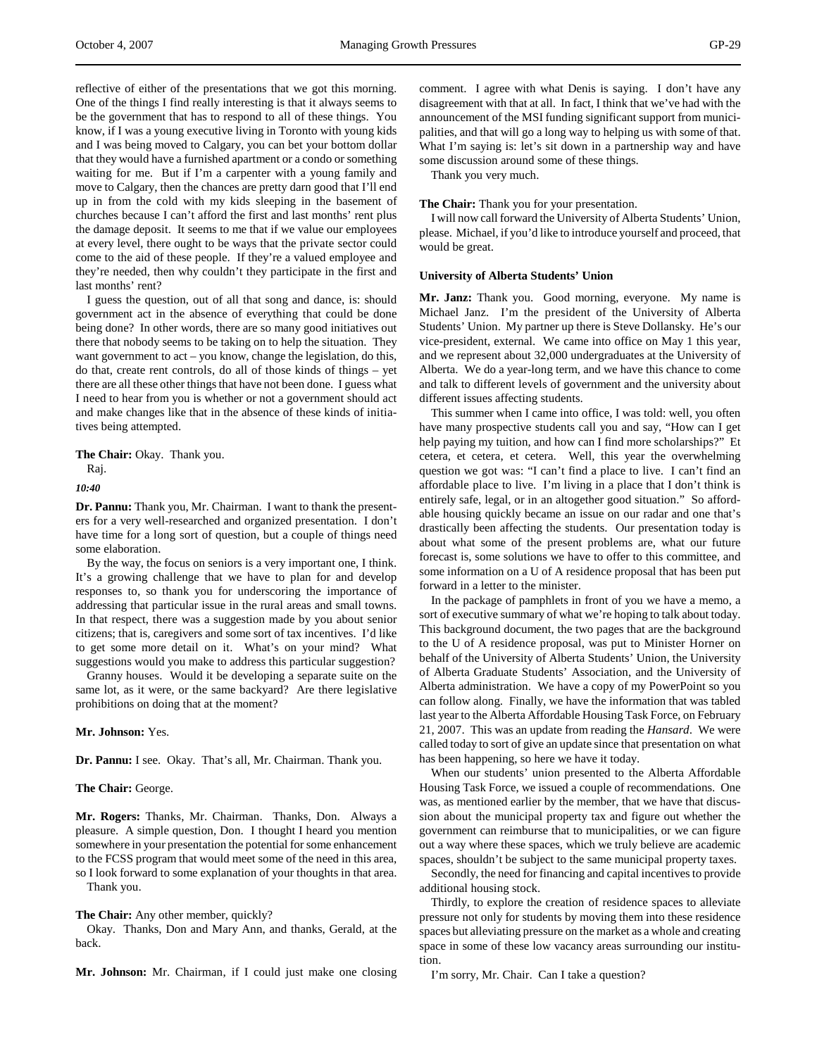reflective of either of the presentations that we got this morning. One of the things I find really interesting is that it always seems to be the government that has to respond to all of these things. You know, if I was a young executive living in Toronto with young kids and I was being moved to Calgary, you can bet your bottom dollar that they would have a furnished apartment or a condo or something waiting for me. But if I'm a carpenter with a young family and move to Calgary, then the chances are pretty darn good that I'll end up in from the cold with my kids sleeping in the basement of churches because I can't afford the first and last months' rent plus the damage deposit. It seems to me that if we value our employees at every level, there ought to be ways that the private sector could come to the aid of these people. If they're a valued employee and they're needed, then why couldn't they participate in the first and last months' rent?

I guess the question, out of all that song and dance, is: should government act in the absence of everything that could be done being done? In other words, there are so many good initiatives out there that nobody seems to be taking on to help the situation. They want government to act – you know, change the legislation, do this, do that, create rent controls, do all of those kinds of things – yet there are all these other things that have not been done. I guess what I need to hear from you is whether or not a government should act and make changes like that in the absence of these kinds of initiatives being attempted.

**The Chair:** Okay. Thank you.

Raj.

*10:40*

**Dr. Pannu:** Thank you, Mr. Chairman. I want to thank the presenters for a very well-researched and organized presentation. I don't have time for a long sort of question, but a couple of things need some elaboration.

By the way, the focus on seniors is a very important one, I think. It's a growing challenge that we have to plan for and develop responses to, so thank you for underscoring the importance of addressing that particular issue in the rural areas and small towns. In that respect, there was a suggestion made by you about senior citizens; that is, caregivers and some sort of tax incentives. I'd like to get some more detail on it. What's on your mind? What suggestions would you make to address this particular suggestion?

Granny houses. Would it be developing a separate suite on the same lot, as it were, or the same backyard? Are there legislative prohibitions on doing that at the moment?

**Mr. Johnson:** Yes.

**Dr. Pannu:** I see. Okay. That's all, Mr. Chairman. Thank you.

**The Chair:** George.

**Mr. Rogers:** Thanks, Mr. Chairman. Thanks, Don. Always a pleasure. A simple question, Don. I thought I heard you mention somewhere in your presentation the potential for some enhancement to the FCSS program that would meet some of the need in this area, so I look forward to some explanation of your thoughts in that area.

Thank you.

**The Chair:** Any other member, quickly?

Okay. Thanks, Don and Mary Ann, and thanks, Gerald, at the back.

**Mr. Johnson:** Mr. Chairman, if I could just make one closing comment. I agree with what Denis is saying. I don't have any disagreement with that at all. In fact, I think that we've had with the announcement of the MSI funding significant support from municipalities, and that will go a long way to helping us with some of that. What I'm saying is: let's sit down in a partnership way and have some discussion around some of these things.

Thank you very much.

**The Chair:** Thank you for your presentation.

I will now call forward the University of Alberta Students' Union, please. Michael, if you'd like to introduce yourself and proceed, that would be great.

### University of Alberta Students' Union

**Mr. Janz:** Thank you. Good morning, everyone. My name is Michael Janz. I'm the president of the University of Alberta Students' Union. My partner up there is Steve Dollansky. He's our vice-president, external. We came into office on May 1 this year, and we represent about 32,000 undergraduates at the University of Alberta. We do a year-long term, and we have this chance to come and talk to different levels of government and the university about different issues affecting students.

This summer when I came into office, I was told: well, you often have many prospective students call you and say, "How can I get help paying my tuition, and how can I find more scholarships?" Et cetera, et cetera, et cetera. Well, this year the overwhelming question we got was: "I can't find a place to live. I can't find an affordable place to live. I'm living in a place that I don't think is entirely safe, legal, or in an altogether good situation." So affordable housing quickly became an issue on our radar and one that's drastically been affecting the students. Our presentation today is about what some of the present problems are, what our future forecast is, some solutions we have to offer to this committee, and some information on a U of A residence proposal that has been put forward in a letter to the minister.

In the package of pamphlets in front of you we have a memo, a sort of executive summary of what we're hoping to talk about today. This background document, the two pages that are the background to the U of A residence proposal, was put to Minister Horner on behalf of the University of Alberta Students' Union, the University of Alberta Graduate Students' Association, and the University of Alberta administration. We have a copy of my PowerPoint so you can follow along. Finally, we have the information that was tabled last year to the Alberta Affordable Housing Task Force, on February 21, 2007. This was an update from reading the *Hansard*. We were called today to sort of give an update since that presentation on what has been happening, so here we have it today.

When our students' union presented to the Alberta Affordable Housing Task Force, we issued a couple of recommendations. One was, as mentioned earlier by the member, that we have that discussion about the municipal property tax and figure out whether the government can reimburse that to municipalities, or we can figure out a way where these spaces, which we truly believe are academic spaces, shouldn't be subject to the same municipal property taxes.

Secondly, the need for financing and capital incentives to provide additional housing stock.

Thirdly, to explore the creation of residence spaces to alleviate pressure not only for students by moving them into these residence spaces but alleviating pressure on the market as a whole and creating space in some of these low vacancy areas surrounding our institution.

I'm sorry, Mr. Chair. Can I take a question?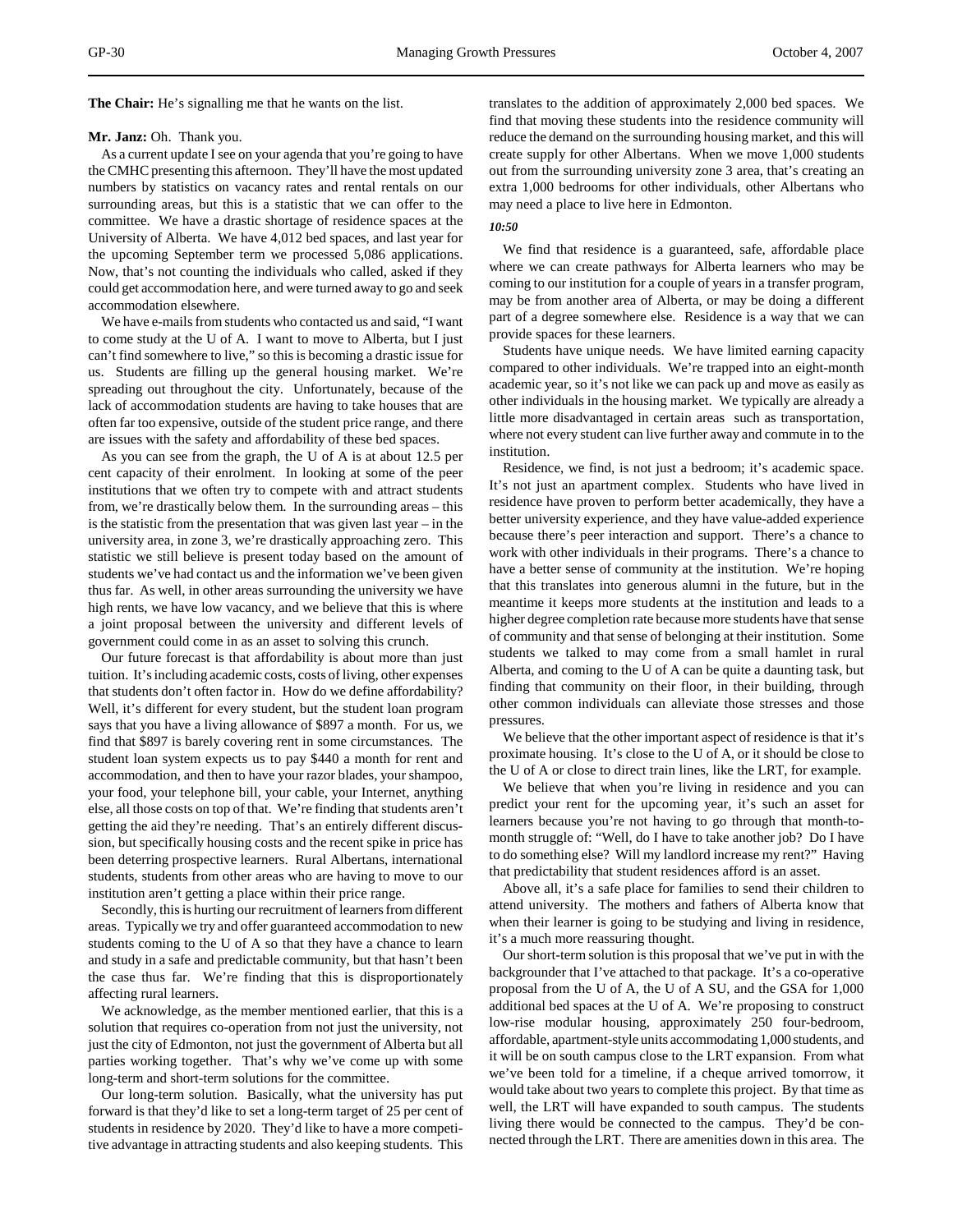**The Chair:** He's signalling me that he wants on the list.

**Mr. Janz:** Oh. Thank you.

As a current update I see on your agenda that you're going to have the CMHC presenting this afternoon. They'll have the most updated numbers by statistics on vacancy rates and rental rentals on our surrounding areas, but this is a statistic that we can offer to the committee. We have a drastic shortage of residence spaces at the University of Alberta. We have 4,012 bed spaces, and last year for the upcoming September term we processed 5,086 applications. Now, that's not counting the individuals who called, asked if they could get accommodation here, and were turned away to go and seek accommodation elsewhere.

We have e-mails from students who contacted us and said, "I want to come study at the U of A. I want to move to Alberta, but I just can't find somewhere to live," so this is becoming a drastic issue for us. Students are filling up the general housing market. We're spreading out throughout the city. Unfortunately, because of the lack of accommodation students are having to take houses that are often far too expensive, outside of the student price range, and there are issues with the safety and affordability of these bed spaces.

As you can see from the graph, the U of A is at about 12.5 per cent capacity of their enrolment. In looking at some of the peer institutions that we often try to compete with and attract students from, we're drastically below them. In the surrounding areas – this is the statistic from the presentation that was given last year – in the university area, in zone 3, we're drastically approaching zero. This statistic we still believe is present today based on the number of students we've had contact us and the information we've been given thus far. As well, in other areas surrounding the university we have high rents, we have low vacancy, and we believe that this is where a joint proposal between the university and different levels of government could come in as an asset to solving this crunch.

Our future forecast is that affordability is about more than just tuition. It's including academic costs, costs of living, other expenses that students don't often factor in. How do we define affordability? Well, it's different for every student, but the student loan program says that you have a living allowance of $897 a month. For us, we find that $897 is barely covering rent in some circumstances. The student loan system expects us to pay $440 a month for rent and accommodation, and then to have your razor blades, your shampoo, your food, your telephone bill, your cable, your Internet, anything else, all those costs on top of that. We're finding that students aren't getting the aid they're needing. That's an entirely different discussion, but specifically housing costs and the recent spike in price has been deterring prospective learners. Rural Albertans, international students, students from other areas who are having to move to our institution aren't getting a place within their price range.

Secondly, this is hurting our recruitment of learners from different areas. Typically we try and offer guaranteed accommodation to new students coming to the U of A so that they have a chance to learn and study in a safe and predictable community, but that hasn't been the case thus far. We're finding that this is disproportionately affecting rural learners.

We acknowledge, as the member mentioned earlier, that this is a solution that requires co-operation from not just the university, not just the city of Edmonton, not just the government of Alberta but all parties working together. That's why we've come up with some long-term and short-term solutions for the committee.

Our long-term solution. Basically, what the university has put forward is that they'd like to set a long-term target of 25 per cent of students in residence by 2020. They'd like to have a more competitive advantage in attracting students and also keeping students. This translates to the addition of approximately 2,000 bed spaces. We find that moving these students into the residence community will reduce the demand on the surrounding housing market, and this will create supply for other Albertans. When we move 1,000 students out from the surrounding university zone 3 area, that's creating an extra 1,000 bedrooms for other individuals, other Albertans who may need a place to live here in Edmonton.

*10:50*

We find that residence is a guaranteed, safe, affordable place where we can create pathways for Alberta learners who may be coming to our institution for a couple of years in a transfer program, may be from another area of Alberta, or may be doing a different part of a degree somewhere else. Residence is a way that we can provide spaces for these learners.

Students have unique needs. We have limited earning capacity compared to other individuals. We're trapped into an eight-month academic year, so it's not like we can pack up and move as easily as other individuals in the housing market. We typically are already a little more disadvantaged in certain areas such as transportation, where not every student can live further away and commute in to the institution.

Residence, we find, is not just a bedroom; it's academic space. It's not just an apartment complex. Students who have lived in residence have proven to perform better academically, they have a better university experience, and they have value-added experience because there's peer interaction and support. There's a chance to work with other individuals in their programs. There's a chance to have a better sense of community at the institution. We're hoping that this translates into generous alumni in the future, but in the meantime it keeps more students at the institution and leads to a higher degree completion rate because more students have that sense of community and that sense of belonging at their institution. Some students we talked to may come from a small hamlet in rural Alberta, and coming to the U of A can be quite a daunting task, but finding that community on their floor, in their building, through other common individuals can alleviate those stresses and those pressures.

We believe that the other important aspect of residence is that it's proximate housing. It's close to the U of A, or it should be close to the U of A or close to direct train lines, like the LRT, for example.

We believe that when you're living in residence and you can predict your rent for the upcoming year, it's such an asset for learners because you're not having to go through that month-to-month struggle of: "Well, do I have to take another job? Do I have to do something else? Will my landlord increase my rent?" Having that predictability that student residences afford is an asset.

Above all, it's a safe place for families to send their children to attend university. The mothers and fathers of Alberta know that when their learner is going to be studying and living in residence, it's a much more reassuring thought.

Our short-term solution is this proposal that we've put in with the backgrounder that I've attached to that package. It's a co-operative proposal from the U of A, the U of A SU, and the GSA for 1,000 additional bed spaces at the U of A. We're proposing to construct low-rise modular housing, approximately 250 four-bedroom, affordable, apartment-style units accommodating 1,000 students, and it will be on south campus close to the LRT expansion. From what we've been told for a timeline, if a cheque arrived tomorrow, it would take about two years to complete this project. By that time as well, the LRT will have expanded to south campus. The students living there would be connected to the campus. They'd be connected through the LRT. There are amenities down in this area. The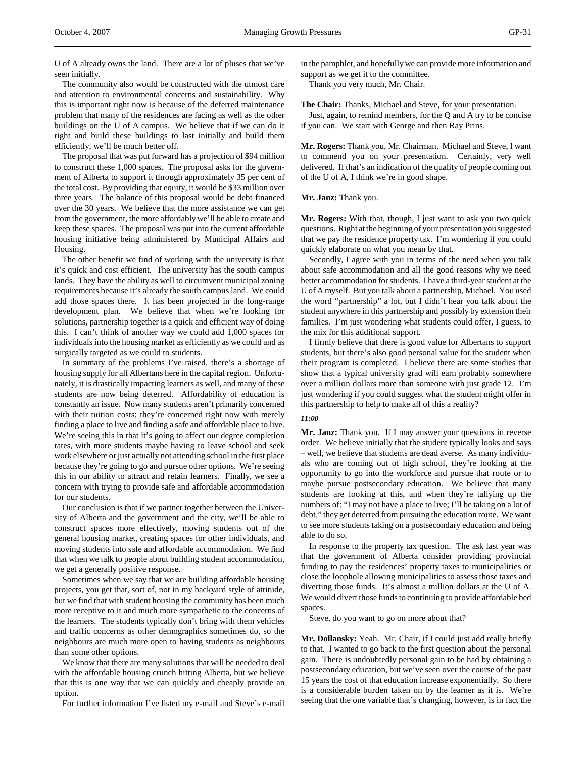U of A already owns the land. There are a lot of pluses that we've seen initially.

The community also would be constructed with the utmost care and attention to environmental concerns and sustainability. Why this is important right now is because of the deferred maintenance problem that many of the residences are facing as well as the other buildings on the U of A campus. We believe that if we can do it right and build these buildings to last initially and build them efficiently, we'll be much better off.

The proposal that was put forward has a projection of $94 million to construct these 1,000 spaces. The proposal asks for the government of Alberta to support it through approximately 35 per cent of the total cost. By providing that equity, it would be $33 million over three years. The balance of this proposal would be debt financed over the 30 years. We believe that the more assistance we can get from the government, the more affordably we'll be able to create and keep these spaces. The proposal was put into the current affordable housing initiative being administered by Municipal Affairs and Housing.

The other benefit we find of working with the university is that it's quick and cost efficient. The university has the south campus lands. They have the ability as well to circumvent municipal zoning requirements because it's already the south campus land. We could add those spaces there. It has been projected in the long-range development plan. We believe that when we're looking for solutions, partnership together is a quick and efficient way of doing this. I can't think of another way we could add 1,000 spaces for individuals into the housing market as efficiently as we could and as surgically targeted as we could to students.

In summary of the problems I've raised, there's a shortage of housing supply for all Albertans here in the capital region. Unfortunately, it is drastically impacting learners as well, and many of these students are now being deterred. Affordability of education is constantly an issue. Now many students aren't primarily concerned with their tuition costs; they're concerned right now with merely finding a place to live and finding a safe and affordable place to live. We're seeing this in that it's going to affect our degree completion rates, with more students maybe having to leave school and seek work elsewhere or just actually not attending school in the first place because they're going to go and pursue other options. We're seeing this in our ability to attract and retain learners. Finally, we see a concern with trying to provide safe and affordable accommodation for our students.

Our conclusion is that if we partner together between the University of Alberta and the government and the city, we'll be able to construct spaces more effectively, moving students out of the general housing market, creating spaces for other individuals, and moving students into safe and affordable accommodation. We find that when we talk to people about building student accommodation, we get a generally positive response.

Sometimes when we say that we are building affordable housing projects, you get that, sort of, not in my backyard style of attitude, but we find that with student housing the community has been much more receptive to it and much more sympathetic to the concerns of the learners. The students typically don't bring with them vehicles and traffic concerns as other demographics sometimes do, so the neighbours are much more open to having students as neighbours than some other options.

We know that there are many solutions that will be needed to deal with the affordable housing crunch hitting Alberta, but we believe that this is one way that we can quickly and cheaply provide an option.

For further information I've listed my e-mail and Steve's e-mail in the pamphlet, and hopefully we can provide more information and support as we get it to the committee.

Thank you very much, Mr. Chair.

**The Chair:** Thanks, Michael and Steve, for your presentation.

Just, again, to remind members, for the Q and A try to be concise if you can. We start with George and then Ray Prins.

**Mr. Rogers:** Thank you, Mr. Chairman. Michael and Steve, I want to commend you on your presentation. Certainly, very well delivered. If that's an indication of the quality of people coming out of the U of A, I think we're in good shape.

**Mr. Janz:** Thank you.

**Mr. Rogers:** With that, though, I just want to ask you two quick questions. Right at the beginning of your presentation you suggested that we pay the residence property tax. I'm wondering if you could quickly elaborate on what you mean by that.

Secondly, I agree with you in terms of the need when you talk about safe accommodation and all the good reasons why we need better accommodation for students. I have a third-year student at the U of A myself. But you talk about a partnership, Michael. You used the word "partnership" a lot, but I didn't hear you talk about the student anywhere in this partnership and possibly by extension their families. I'm just wondering what students could offer, I guess, to the mix for this additional support.

I firmly believe that there is good value for Albertans to support students, but there's also good personal value for the student when their program is completed. I believe there are some studies that show that a typical university grad will earn probably somewhere over a million dollars more than someone with just grade 12. I'm just wondering if you could suggest what the student might offer in this partnership to help to make all of this a reality?

*11:00*

**Mr. Janz:** Thank you. If I may answer your questions in reverse order. We believe initially that the student typically looks and says – well, we believe that students are dead averse. As many individuals who are coming out of high school, they're looking at the opportunity to go into the workforce and pursue that route or to maybe pursue postsecondary education. We believe that many students are looking at this, and when they're tallying up the numbers of: "I may not have a place to live; I'll be taking on a lot of debt," they get deterred from pursuing the education route. We want to see more students taking on a postsecondary education and being able to do so.

In response to the property tax question. The ask last year was that the government of Alberta consider providing provincial funding to pay the residences' property taxes to municipalities or close the loophole allowing municipalities to assess those taxes and diverting those funds. It's almost a million dollars at the U of A. We would divert those funds to continuing to provide affordable bed spaces.

Steve, do you want to go on more about that?

**Mr. Dollansky:** Yeah. Mr. Chair, if I could just add really briefly to that. I wanted to go back to the first question about the personal gain. There is undoubtedly personal gain to be had by obtaining a postsecondary education, but we've seen over the course of the past 15 years the cost of that education increase exponentially. So there is a considerable burden taken on by the learner as it is. We're seeing that the one variable that's changing, however, is in fact the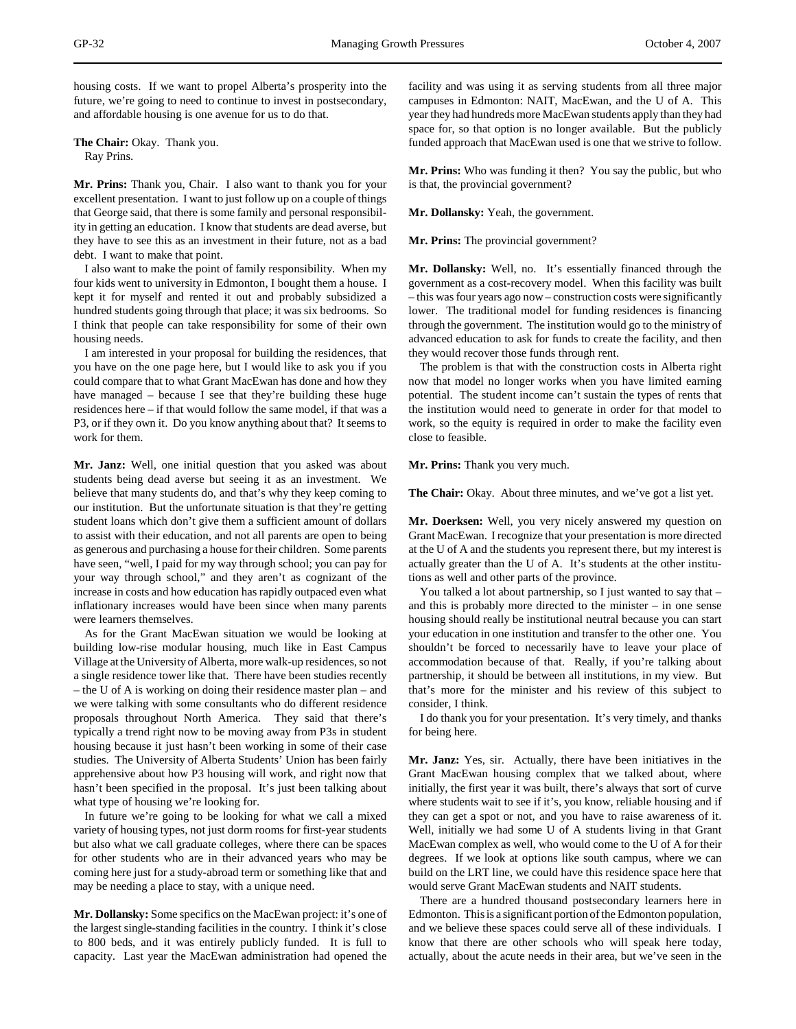housing costs. If we want to propel Alberta's prosperity into the future, we're going to need to continue to invest in postsecondary, and affordable housing is one avenue for us to do that.

**The Chair:** Okay. Thank you.
Ray Prins.

**Mr. Prins:** Thank you, Chair. I also want to thank you for your excellent presentation. I want to just follow up on a couple of things that George said, that there is some family and personal responsibility in getting an education. I know that students are dead averse, but they have to see this as an investment in their future, not as a bad debt. I want to make that point.

I also want to make the point of family responsibility. When my four kids went to university in Edmonton, I bought them a house. I kept it for myself and rented it out and probably subsidized a hundred students going through that place; it was six bedrooms. So I think that people can take responsibility for some of their own housing needs.

I am interested in your proposal for building the residences, that you have on the one page here, but I would like to ask you if you could compare that to what Grant MacEwan has done and how they have managed – because I see that they're building these huge residences here – if that would follow the same model, if that was a P3, or if they own it. Do you know anything about that? It seems to work for them.

**Mr. Janz:** Well, one initial question that you asked was about students being dead averse but seeing it as an investment. We believe that many students do, and that's why they keep coming to our institution. But the unfortunate situation is that they're getting student loans which don't give them a sufficient amount of dollars to assist with their education, and not all parents are open to being as generous and purchasing a house for their children. Some parents have seen, "well, I paid for my way through school; you can pay for your way through school," and they aren't as cognizant of the increase in costs and how education has rapidly outpaced even what inflationary increases would have been since when many parents were learners themselves.

As for the Grant MacEwan situation we would be looking at building low-rise modular housing, much like in East Campus Village at the University of Alberta, more walk-up residences, so not a single residence tower like that. There have been studies recently – the U of A is working on doing their residence master plan – and we were talking with some consultants who do different residence proposals throughout North America. They said that there's typically a trend right now to be moving away from P3s in student housing because it just hasn't been working in some of their case studies. The University of Alberta Students' Union has been fairly apprehensive about how P3 housing will work, and right now that hasn't been specified in the proposal. It's just been talking about what type of housing we're looking for.

In future we're going to be looking for what we call a mixed variety of housing types, not just dorm rooms for first-year students but also what we call graduate colleges, where there can be spaces for other students who are in their advanced years who may be coming here just for a study-abroad term or something like that and may be needing a place to stay, with a unique need.

**Mr. Dollansky:** Some specifics on the MacEwan project: it's one of the largest single-standing facilities in the country. I think it's close to 800 beds, and it was entirely publicly funded. It is full to capacity. Last year the MacEwan administration had opened the facility and was using it as serving students from all three major campuses in Edmonton: NAIT, MacEwan, and the U of A. This year they had hundreds more MacEwan students apply than they had space for, so that option is no longer available. But the publicly funded approach that MacEwan used is one that we strive to follow.

**Mr. Prins:** Who was funding it then? You say the public, but who is that, the provincial government?

**Mr. Dollansky:** Yeah, the government.

**Mr. Prins:** The provincial government?

**Mr. Dollansky:** Well, no. It's essentially financed through the government as a cost-recovery model. When this facility was built – this was four years ago now – construction costs were significantly lower. The traditional model for funding residences is financing through the government. The institution would go to the ministry of advanced education to ask for funds to create the facility, and then they would recover those funds through rent.

The problem is that with the construction costs in Alberta right now that model no longer works when you have limited earning potential. The student income can't sustain the types of rents that the institution would need to generate in order for that model to work, so the equity is required in order to make the facility even close to feasible.

**Mr. Prins:** Thank you very much.

**The Chair:** Okay. About three minutes, and we've got a list yet.

**Mr. Doerksen:** Well, you very nicely answered my question on Grant MacEwan. I recognize that your presentation is more directed at the U of A and the students you represent there, but my interest is actually greater than the U of A. It's students at the other institutions as well and other parts of the province.

You talked a lot about partnership, so I just wanted to say that – and this is probably more directed to the minister – in one sense housing should really be institutional neutral because you can start your education in one institution and transfer to the other one. You shouldn't be forced to necessarily have to leave your place of accommodation because of that. Really, if you're talking about partnership, it should be between all institutions, in my view. But that's more for the minister and his review of this subject to consider, I think.

I do thank you for your presentation. It's very timely, and thanks for being here.

**Mr. Janz:** Yes, sir. Actually, there have been initiatives in the Grant MacEwan housing complex that we talked about, where initially, the first year it was built, there's always that sort of curve where students wait to see if it's, you know, reliable housing and if they can get a spot or not, and you have to raise awareness of it. Well, initially we had some U of A students living in that Grant MacEwan complex as well, who would come to the U of A for their degrees. If we look at options like south campus, where we can build on the LRT line, we could have this residence space here that would serve Grant MacEwan students and NAIT students.

There are a hundred thousand postsecondary learners here in Edmonton. This is a significant portion of the Edmonton population, and we believe these spaces could serve all of these individuals. I know that there are other schools who will speak here today, actually, about the acute needs in their area, but we've seen in the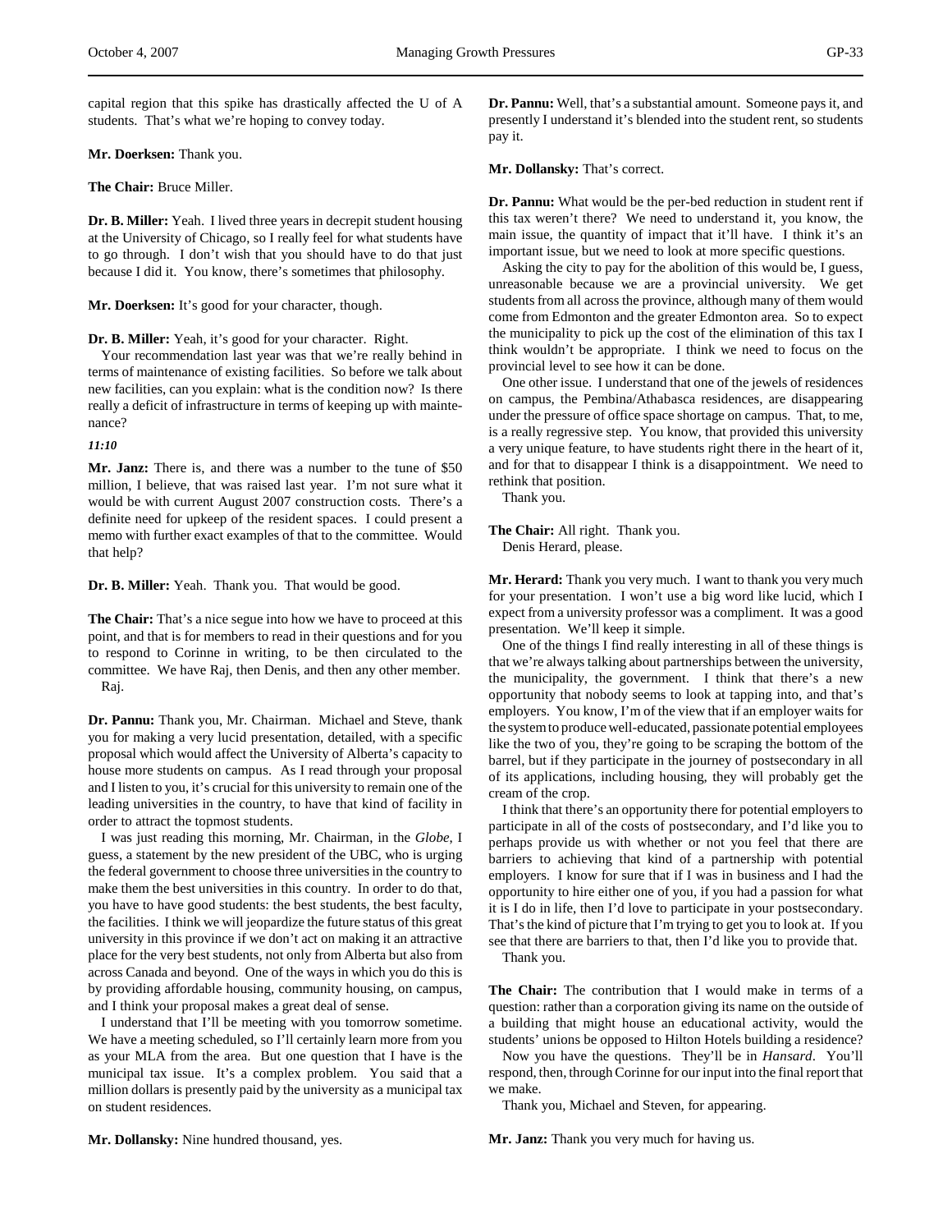capital region that this spike has drastically affected the U of A students. That's what we're hoping to convey today.

**Mr. Doerksen:** Thank you.

**The Chair:** Bruce Miller.

**Dr. B. Miller:** Yeah. I lived three years in decrepit student housing at the University of Chicago, so I really feel for what students have to go through. I don't wish that you should have to do that just because I did it. You know, there's sometimes that philosophy.

**Mr. Doerksen:** It's good for your character, though.

**Dr. B. Miller:** Yeah, it's good for your character. Right.

Your recommendation last year was that we're really behind in terms of maintenance of existing facilities. So before we talk about new facilities, can you explain: what is the condition now? Is there really a deficit of infrastructure in terms of keeping up with maintenance?

*11:10*

**Mr. Janz:** There is, and there was a number to the tune of $50 million, I believe, that was raised last year. I'm not sure what it would be with current August 2007 construction costs. There's a definite need for upkeep of the resident spaces. I could present a memo with further exact examples of that to the committee. Would that help?

**Dr. B. Miller:** Yeah. Thank you. That would be good.

**The Chair:** That's a nice segue into how we have to proceed at this point, and that is for members to read in their questions and for you to respond to Corinne in writing, to be then circulated to the committee. We have Raj, then Denis, and then any other member.

Raj.

**Dr. Pannu:** Thank you, Mr. Chairman. Michael and Steve, thank you for making a very lucid presentation, detailed, with a specific proposal which would affect the University of Alberta's capacity to house more students on campus. As I read through your proposal and I listen to you, it's crucial for this university to remain one of the leading universities in the country, to have that kind of facility in order to attract the topmost students.

I was just reading this morning, Mr. Chairman, in the *Globe*, I guess, a statement by the new president of the UBC, who is urging the federal government to choose three universities in the country to make them the best universities in this country. In order to do that, you have to have good students: the best students, the best faculty, the facilities. I think we will jeopardize the future status of this great university in this province if we don't act on making it an attractive place for the very best students, not only from Alberta but also from across Canada and beyond. One of the ways in which you do this is by providing affordable housing, community housing, on campus, and I think your proposal makes a great deal of sense.

I understand that I'll be meeting with you tomorrow sometime. We have a meeting scheduled, so I'll certainly learn more from you as your MLA from the area. But one question that I have is the municipal tax issue. It's a complex problem. You said that a million dollars is presently paid by the university as a municipal tax on student residences.

**Mr. Dollansky:** Nine hundred thousand, yes.

**Dr. Pannu:** Well, that's a substantial amount. Someone pays it, and presently I understand it's blended into the student rent, so students pay it.

**Mr. Dollansky:** That's correct.

**Dr. Pannu:** What would be the per-bed reduction in student rent if this tax weren't there? We need to understand it, you know, the main issue, the quantity of impact that it'll have. I think it's an important issue, but we need to look at more specific questions.

Asking the city to pay for the abolition of this would be, I guess, unreasonable because we are a provincial university. We get students from all across the province, although many of them would come from Edmonton and the greater Edmonton area. So to expect the municipality to pick up the cost of the elimination of this tax I think wouldn't be appropriate. I think we need to focus on the provincial level to see how it can be done.

One other issue. I understand that one of the jewels of residences on campus, the Pembina/Athabasca residences, are disappearing under the pressure of office space shortage on campus. That, to me, is a really regressive step. You know, that provided this university a very unique feature, to have students right there in the heart of it, and for that to disappear I think is a disappointment. We need to rethink that position.

Thank you.

**The Chair:** All right. Thank you.

Denis Herard, please.

**Mr. Herard:** Thank you very much. I want to thank you very much for your presentation. I won't use a big word like lucid, which I expect from a university professor was a compliment. It was a good presentation. We'll keep it simple.

One of the things I find really interesting in all of these things is that we're always talking about partnerships between the university, the municipality, the government. I think that there's a new opportunity that nobody seems to look at tapping into, and that's employers. You know, I'm of the view that if an employer waits for the system to produce well-educated, passionate potential employees like the two of you, they're going to be scraping the bottom of the barrel, but if they participate in the journey of postsecondary in all of its applications, including housing, they will probably get the cream of the crop.

I think that there's an opportunity there for potential employers to participate in all of the costs of postsecondary, and I'd like you to perhaps provide us with whether or not you feel that there are barriers to achieving that kind of a partnership with potential employers. I know for sure that if I was in business and I had the opportunity to hire either one of you, if you had a passion for what it is I do in life, then I'd love to participate in your postsecondary. That's the kind of picture that I'm trying to get you to look at. If you see that there are barriers to that, then I'd like you to provide that.

Thank you.

**The Chair:** The contribution that I would make in terms of a question: rather than a corporation giving its name on the outside of a building that might house an educational activity, would the students' unions be opposed to Hilton Hotels building a residence?

Now you have the questions. They'll be in *Hansard*. You'll respond, then, through Corinne for our input into the final report that we make.

Thank you, Michael and Steven, for appearing.

**Mr. Janz:** Thank you very much for having us.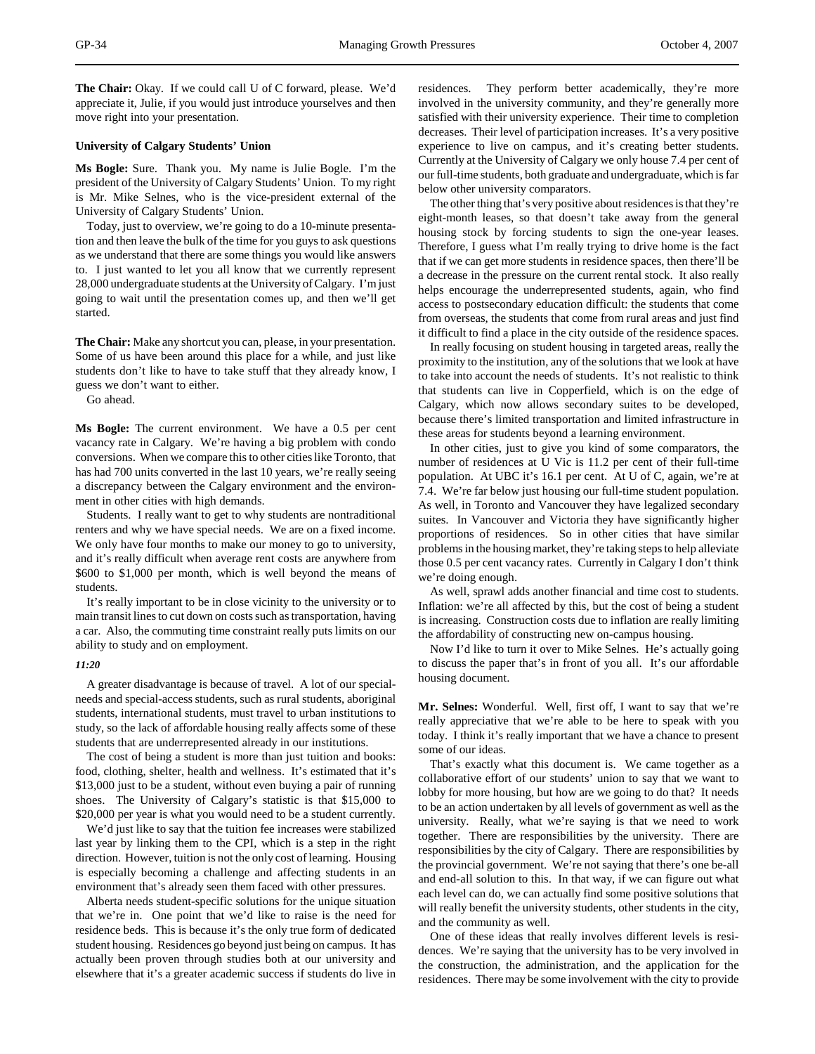**The Chair:** Okay. If we could call U of C forward, please. We'd appreciate it, Julie, if you would just introduce yourselves and then move right into your presentation.

**University of Calgary Students' Union**

**Ms Bogle:** Sure. Thank you. My name is Julie Bogle. I'm the president of the University of Calgary Students' Union. To my right is Mr. Mike Selnes, who is the vice-president external of the University of Calgary Students' Union.

Today, just to overview, we're going to do a 10-minute presentation and then leave the bulk of the time for you guys to ask questions as we understand that there are some things you would like answers to. I just wanted to let you all know that we currently represent 28,000 undergraduate students at the University of Calgary. I'm just going to wait until the presentation comes up, and then we'll get started.

**The Chair:** Make any shortcut you can, please, in your presentation. Some of us have been around this place for a while, and just like students don't like to have to take stuff that they already know, I guess we don't want to either.

Go ahead.

**Ms Bogle:** The current environment. We have a 0.5 per cent vacancy rate in Calgary. We're having a big problem with condo conversions. When we compare this to other cities like Toronto, that has had 700 units converted in the last 10 years, we're really seeing a discrepancy between the Calgary environment and the environment in other cities with high demands.

Students. I really want to get to why students are nontraditional renters and why we have special needs. We are on a fixed income. We only have four months to make our money to go to university, and it's really difficult when average rent costs are anywhere from $600 to $1,000 per month, which is well beyond the means of students.

It's really important to be in close vicinity to the university or to main transit lines to cut down on costs such as transportation, having a car. Also, the commuting time constraint really puts limits on our ability to study and on employment.

*11:20*

A greater disadvantage is because of travel. A lot of our special-needs and special-access students, such as rural students, aboriginal students, international students, must travel to urban institutions to study, so the lack of affordable housing really affects some of these students that are underrepresented already in our institutions.

The cost of being a student is more than just tuition and books: food, clothing, shelter, health and wellness. It's estimated that it's $13,000 just to be a student, without even buying a pair of running shoes. The University of Calgary's statistic is that $15,000 to $20,000 per year is what you would need to be a student currently.

We'd just like to say that the tuition fee increases were stabilized last year by linking them to the CPI, which is a step in the right direction. However, tuition is not the only cost of learning. Housing is especially becoming a challenge and affecting students in an environment that's already seen them faced with other pressures.

Alberta needs student-specific solutions for the unique situation that we're in. One point that we'd like to raise is the need for residence beds. This is because it's the only true form of dedicated student housing. Residences go beyond just being on campus. It has actually been proven through studies both at our university and elsewhere that it's a greater academic success if students do live in residences. They perform better academically, they're more involved in the university community, and they're generally more satisfied with their university experience. Their time to completion decreases. Their level of participation increases. It's a very positive experience to live on campus, and it's creating better students. Currently at the University of Calgary we only house 7.4 per cent of our full-time students, both graduate and undergraduate, which is far below other university comparators.

The other thing that's very positive about residences is that they're eight-month leases, so that doesn't take away from the general housing stock by forcing students to sign the one-year leases. Therefore, I guess what I'm really trying to drive home is the fact that if we can get more students in residence spaces, then there'll be a decrease in the pressure on the current rental stock. It also really helps encourage the underrepresented students, again, who find access to postsecondary education difficult: the students that come from overseas, the students that come from rural areas and just find it difficult to find a place in the city outside of the residence spaces.

In really focusing on student housing in targeted areas, really the proximity to the institution, any of the solutions that we look at have to take into account the needs of students. It's not realistic to think that students can live in Copperfield, which is on the edge of Calgary, which now allows secondary suites to be developed, because there's limited transportation and limited infrastructure in these areas for students beyond a learning environment.

In other cities, just to give you kind of some comparators, the number of residences at U Vic is 11.2 per cent of their full-time population. At UBC it's 16.1 per cent. At U of C, again, we're at 7.4. We're far below just housing our full-time student population. As well, in Toronto and Vancouver they have legalized secondary suites. In Vancouver and Victoria they have significantly higher proportions of residences. So in other cities that have similar problems in the housing market, they're taking steps to help alleviate those 0.5 per cent vacancy rates. Currently in Calgary I don't think we're doing enough.

As well, sprawl adds another financial and time cost to students. Inflation: we're all affected by this, but the cost of being a student is increasing. Construction costs due to inflation are really limiting the affordability of constructing new on-campus housing.

Now I'd like to turn it over to Mike Selnes. He's actually going to discuss the paper that's in front of you all. It's our affordable housing document.

**Mr. Selnes:** Wonderful. Well, first off, I want to say that we're really appreciative that we're able to be here to speak with you today. I think it's really important that we have a chance to present some of our ideas.

That's exactly what this document is. We came together as a collaborative effort of our students' union to say that we want to lobby for more housing, but how are we going to do that? It needs to be an action undertaken by all levels of government as well as the university. Really, what we're saying is that we need to work together. There are responsibilities by the university. There are responsibilities by the city of Calgary. There are responsibilities by the provincial government. We're not saying that there's one be-all and end-all solution to this. In that way, if we can figure out what each level can do, we can actually find some positive solutions that will really benefit the university students, other students in the city, and the community as well.

One of these ideas that really involves different levels is residences. We're saying that the university has to be very involved in the construction, the administration, and the application for the residences. There may be some involvement with the city to provide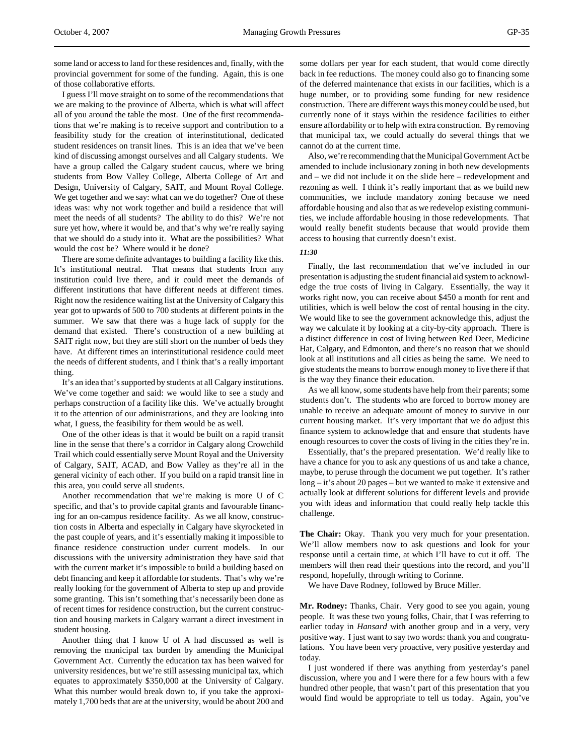some land or access to land for these residences and, finally, with the provincial government for some of the funding. Again, this is one of those collaborative efforts.

I guess I'll move straight on to some of the recommendations that we are making to the province of Alberta, which is what will affect all of you around the table the most. One of the first recommendations that we're making is to receive support and contribution to a feasibility study for the creation of interinstitutional, dedicated student residences on transit lines. This is an idea that we've been kind of discussing amongst ourselves and all Calgary students. We have a group called the Calgary student caucus, where we bring students from Bow Valley College, Alberta College of Art and Design, University of Calgary, SAIT, and Mount Royal College. We get together and we say: what can we do together? One of these ideas was: why not work together and build a residence that will meet the needs of all students? The ability to do this? We're not sure yet how, where it would be, and that's why we're really saying that we should do a study into it. What are the possibilities? What would the cost be? Where would it be done?

There are some definite advantages to building a facility like this. It's institutional neutral. That means that students from any institution could live there, and it could meet the demands of different institutions that have different needs at different times. Right now the residence waiting list at the University of Calgary this year got to upwards of 500 to 700 students at different points in the summer. We saw that there was a huge lack of supply for the demand that existed. There's construction of a new building at SAIT right now, but they are still short on the number of beds they have. At different times an interinstitutional residence could meet the needs of different students, and I think that's a really important thing.

It's an idea that's supported by students at all Calgary institutions. We've come together and said: we would like to see a study and perhaps construction of a facility like this. We've actually brought it to the attention of our administrations, and they are looking into what, I guess, the feasibility for them would be as well.

One of the other ideas is that it would be built on a rapid transit line in the sense that there's a corridor in Calgary along Crowchild Trail which could essentially serve Mount Royal and the University of Calgary, SAIT, ACAD, and Bow Valley as they're all in the general vicinity of each other. If you build on a rapid transit line in this area, you could serve all students.

Another recommendation that we're making is more U of C specific, and that's to provide capital grants and favourable financing for an on-campus residence facility. As we all know, construction costs in Alberta and especially in Calgary have skyrocketed in the past couple of years, and it's essentially making it impossible to finance residence construction under current models. In our discussions with the university administration they have said that with the current market it's impossible to build a building based on debt financing and keep it affordable for students. That's why we're really looking for the government of Alberta to step up and provide some granting. This isn't something that's necessarily been done as of recent times for residence construction, but the current construction and housing markets in Calgary warrant a direct investment in student housing.

Another thing that I know U of A had discussed as well is removing the municipal tax burden by amending the Municipal Government Act. Currently the education tax has been waived for university residences, but we're still assessing municipal tax, which equates to approximately $350,000 at the University of Calgary. What this number would break down to, if you take the approximately 1,700 beds that are at the university, would be about 200 and some dollars per year for each student, that would come directly back in fee reductions. The money could also go to financing some of the deferred maintenance that exists in our facilities, which is a huge number, or to providing some funding for new residence construction. There are different ways this money could be used, but currently none of it stays within the residence facilities to either ensure affordability or to help with extra construction. By removing that municipal tax, we could actually do several things that we cannot do at the current time.

Also, we're recommending that the Municipal Government Act be amended to include inclusionary zoning in both new developments and – we did not include it on the slide here – redevelopment and rezoning as well. I think it's really important that as we build new communities, we include mandatory zoning because we need affordable housing and also that as we redevelop existing communities, we include affordable housing in those redevelopments. That would really benefit students because that would provide them access to housing that currently doesn't exist.

*11:30*

Finally, the last recommendation that we've included in our presentation is adjusting the student financial aid system to acknowledge the true costs of living in Calgary. Essentially, the way it works right now, you can receive about $450 a month for rent and utilities, which is well below the cost of rental housing in the city. We would like to see the government acknowledge this, adjust the way we calculate it by looking at a city-by-city approach. There is a distinct difference in cost of living between Red Deer, Medicine Hat, Calgary, and Edmonton, and there's no reason that we should look at all institutions and all cities as being the same. We need to give students the means to borrow enough money to live there if that is the way they finance their education.

As we all know, some students have help from their parents; some students don't. The students who are forced to borrow money are unable to receive an adequate amount of money to survive in our current housing market. It's very important that we do adjust this finance system to acknowledge that and ensure that students have enough resources to cover the costs of living in the cities they're in.

Essentially, that's the prepared presentation. We'd really like to have a chance for you to ask any questions of us and take a chance, maybe, to peruse through the document we put together. It's rather long – it's about 20 pages – but we wanted to make it extensive and actually look at different solutions for different levels and provide you with ideas and information that could really help tackle this challenge.

**The Chair:** Okay. Thank you very much for your presentation. We'll allow members now to ask questions and look for your response until a certain time, at which I'll have to cut it off. The members will then read their questions into the record, and you'll respond, hopefully, through writing to Corinne.

We have Dave Rodney, followed by Bruce Miller.

**Mr. Rodney:** Thanks, Chair. Very good to see you again, young people. It was these two young folks, Chair, that I was referring to earlier today in *Hansard* with another group and in a very, very positive way. I just want to say two words: thank you and congratulations. You have been very proactive, very positive yesterday and today.

I just wondered if there was anything from yesterday's panel discussion, where you and I were there for a few hours with a few hundred other people, that wasn't part of this presentation that you would find would be appropriate to tell us today. Again, you've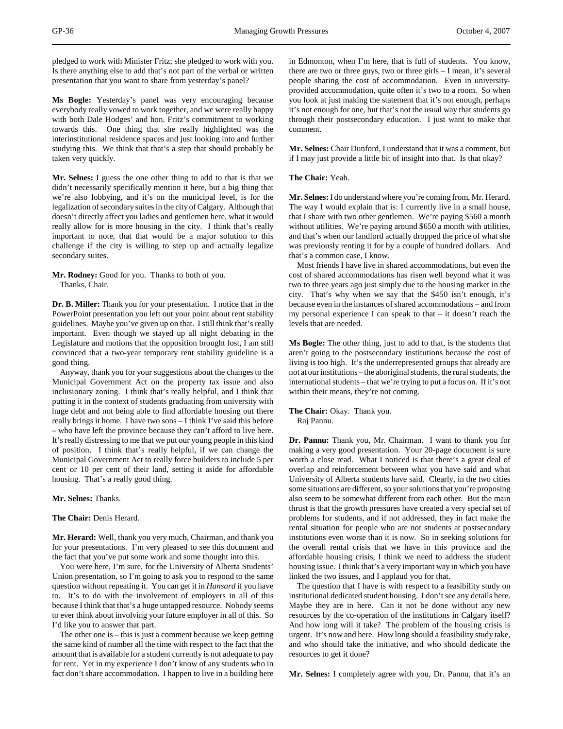pledged to work with Minister Fritz; she pledged to work with you. Is there anything else to add that's not part of the verbal or written presentation that you want to share from yesterday's panel?

**Ms Bogle:** Yesterday's panel was very encouraging because everybody really vowed to work together, and we were really happy with both Dale Hodges' and hon. Fritz's commitment to working towards this. One thing that she really highlighted was the interinstitutional residence spaces and just looking into and further studying this. We think that that's a step that should probably be taken very quickly.

**Mr. Selnes:** I guess the one other thing to add to that is that we didn't necessarily specifically mention it here, but a big thing that we're also lobbying, and it's on the municipal level, is for the legalization of secondary suites in the city of Calgary. Although that doesn't directly affect you ladies and gentlemen here, what it would really allow for is more housing in the city. I think that's really important to note, that that would be a major solution to this challenge if the city is willing to step up and actually legalize secondary suites.

**Mr. Rodney:** Good for you. Thanks to both of you.
Thanks, Chair.

**Dr. B. Miller:** Thank you for your presentation. I notice that in the PowerPoint presentation you left out your point about rent stability guidelines. Maybe you've given up on that. I still think that's really important. Even though we stayed up all night debating in the Legislature and motions that the opposition brought lost, I am still convinced that a two-year temporary rent stability guideline is a good thing.

Anyway, thank you for your suggestions about the changes to the Municipal Government Act on the property tax issue and also inclusionary zoning. I think that's really helpful, and I think that putting it in the context of students graduating from university with huge debt and not being able to find affordable housing out there really brings it home. I have two sons – I think I've said this before – who have left the province because they can't afford to live here. It's really distressing to me that we put our young people in this kind of position. I think that's really helpful, if we can change the Municipal Government Act to really force builders to include 5 per cent or 10 per cent of their land, setting it aside for affordable housing. That's a really good thing.

**Mr. Selnes:** Thanks.

**The Chair:** Denis Herard.

**Mr. Herard:** Well, thank you very much, Chairman, and thank you for your presentations. I'm very pleased to see this document and the fact that you've put some work and some thought into this.

You were here, I'm sure, for the University of Alberta Students' Union presentation, so I'm going to ask you to respond to the same question without repeating it. You can get it in *Hansard* if you have to. It's to do with the involvement of employers in all of this because I think that that's a huge untapped resource. Nobody seems to ever think about involving your future employer in all of this. So I'd like you to answer that part.

The other one is – this is just a comment because we keep getting the same kind of number all the time with respect to the fact that the amount that is available for a student currently is not adequate to pay for rent. Yet in my experience I don't know of any students who in fact don't share accommodation. I happen to live in a building here in Edmonton, when I'm here, that is full of students. You know, there are two or three guys, two or three girls – I mean, it's several people sharing the cost of accommodation. Even in university-provided accommodation, quite often it's two to a room. So when you look at just making the statement that it's not enough, perhaps it's not enough for one, but that's not the usual way that students go through their postsecondary education. I just want to make that comment.

**Mr. Selnes:** Chair Dunford, I understand that it was a comment, but if I may just provide a little bit of insight into that. Is that okay?

**The Chair:** Yeah.

**Mr. Selnes:** I do understand where you're coming from, Mr. Herard. The way I would explain that is: I currently live in a small house, that I share with two other gentlemen. We're paying $560 a month without utilities. We're paying around $650 a month with utilities, and that's when our landlord actually dropped the price of what she was previously renting it for by a couple of hundred dollars. And that's a common case, I know.

Most friends I have live in shared accommodations, but even the cost of shared accommodations has risen well beyond what it was two to three years ago just simply due to the housing market in the city. That's why when we say that the $450 isn't enough, it's because even in the instances of shared accommodations – and from my personal experience I can speak to that – it doesn't reach the levels that are needed.

**Ms Bogle:** The other thing, just to add to that, is the students that aren't going to the postsecondary institutions because the cost of living is too high. It's the underrepresented groups that already are not at our institutions – the aboriginal students, the rural students, the international students – that we're trying to put a focus on. If it's not within their means, they're not coming.

**The Chair:** Okay. Thank you.
Raj Pannu.

**Dr. Pannu:** Thank you, Mr. Chairman. I want to thank you for making a very good presentation. Your 20-page document is sure worth a close read. What I noticed is that there's a great deal of overlap and reinforcement between what you have said and what University of Alberta students have said. Clearly, in the two cities some situations are different, so your solutions that you're proposing also seem to be somewhat different from each other. But the main thrust is that the growth pressures have created a very special set of problems for students, and if not addressed, they in fact make the rental situation for people who are not students at postsecondary institutions even worse than it is now. So in seeking solutions for the overall rental crisis that we have in this province and the affordable housing crisis, I think we need to address the student housing issue. I think that's a very important way in which you have linked the two issues, and I applaud you for that.

The question that I have is with respect to a feasibility study on institutional dedicated student housing. I don't see any details here. Maybe they are in here. Can it not be done without any new resources by the co-operation of the institutions in Calgary itself? And how long will it take? The problem of the housing crisis is urgent. It's now and here. How long should a feasibility study take, and who should take the initiative, and who should dedicate the resources to get it done?

**Mr. Selnes:** I completely agree with you, Dr. Pannu, that it's an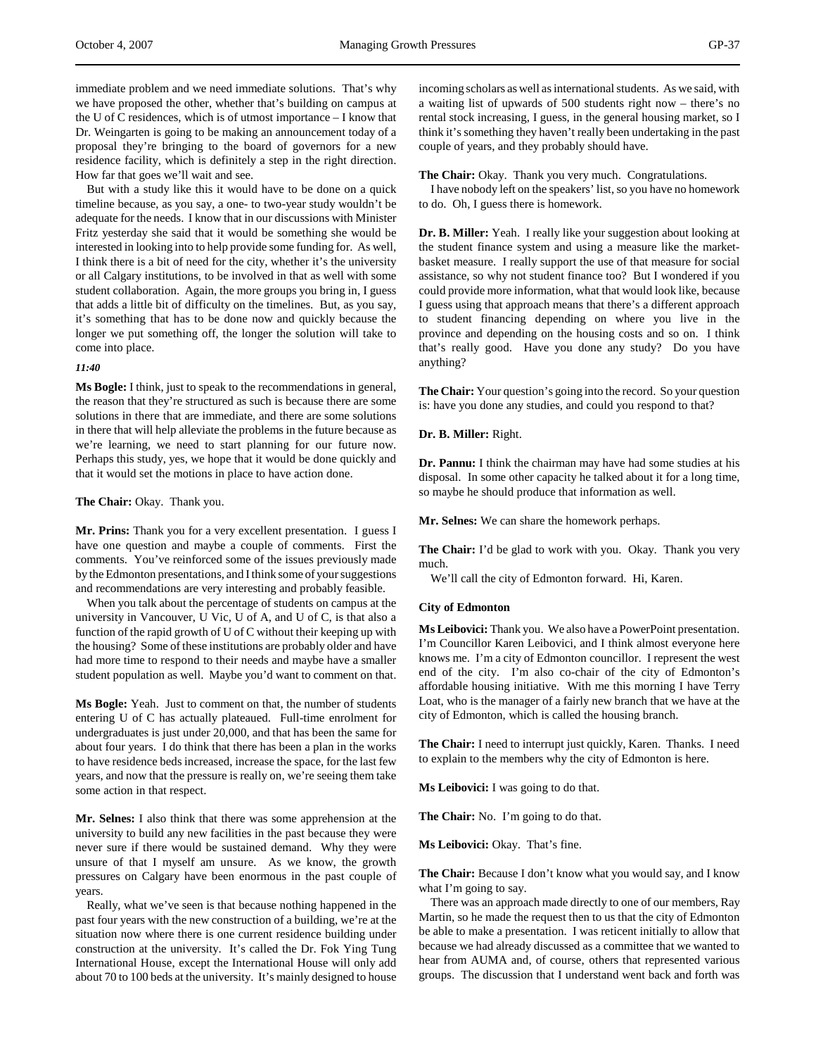immediate problem and we need immediate solutions. That's why we have proposed the other, whether that's building on campus at the U of C residences, which is of utmost importance – I know that Dr. Weingarten is going to be making an announcement today of a proposal they're bringing to the board of governors for a new residence facility, which is definitely a step in the right direction. How far that goes we'll wait and see.

But with a study like this it would have to be done on a quick timeline because, as you say, a one- to two-year study wouldn't be adequate for the needs. I know that in our discussions with Minister Fritz yesterday she said that it would be something she would be interested in looking into to help provide some funding for. As well, I think there is a bit of need for the city, whether it's the university or all Calgary institutions, to be involved in that as well with some student collaboration. Again, the more groups you bring in, I guess that adds a little bit of difficulty on the timelines. But, as you say, it's something that has to be done now and quickly because the longer we put something off, the longer the solution will take to come into place.

*11:40*

**Ms Bogle:** I think, just to speak to the recommendations in general, the reason that they're structured as such is because there are some solutions in there that are immediate, and there are some solutions in there that will help alleviate the problems in the future because as we're learning, we need to start planning for our future now. Perhaps this study, yes, we hope that it would be done quickly and that it would set the motions in place to have action done.

**The Chair:** Okay. Thank you.

**Mr. Prins:** Thank you for a very excellent presentation. I guess I have one question and maybe a couple of comments. First the comments. You've reinforced some of the issues previously made by the Edmonton presentations, and I think some of your suggestions and recommendations are very interesting and probably feasible.

When you talk about the percentage of students on campus at the university in Vancouver, U Vic, U of A, and U of C, is that also a function of the rapid growth of U of C without their keeping up with the housing? Some of these institutions are probably older and have had more time to respond to their needs and maybe have a smaller student population as well. Maybe you'd want to comment on that.

**Ms Bogle:** Yeah. Just to comment on that, the number of students entering U of C has actually plateaued. Full-time enrolment for undergraduates is just under 20,000, and that has been the same for about four years. I do think that there has been a plan in the works to have residence beds increased, increase the space, for the last few years, and now that the pressure is really on, we're seeing them take some action in that respect.

**Mr. Selnes:** I also think that there was some apprehension at the university to build any new facilities in the past because they were never sure if there would be sustained demand. Why they were unsure of that I myself am unsure. As we know, the growth pressures on Calgary have been enormous in the past couple of years.

Really, what we've seen is that because nothing happened in the past four years with the new construction of a building, we're at the situation now where there is one current residence building under construction at the university. It's called the Dr. Fok Ying Tung International House, except the International House will only add about 70 to 100 beds at the university. It's mainly designed to house incoming scholars as well as international students. As we said, with a waiting list of upwards of 500 students right now – there's no rental stock increasing, I guess, in the general housing market, so I think it's something they haven't really been undertaking in the past couple of years, and they probably should have.

**The Chair:** Okay. Thank you very much. Congratulations.

I have nobody left on the speakers' list, so you have no homework to do. Oh, I guess there is homework.

**Dr. B. Miller:** Yeah. I really like your suggestion about looking at the student finance system and using a measure like the market-basket measure. I really support the use of that measure for social assistance, so why not student finance too? But I wondered if you could provide more information, what that would look like, because I guess using that approach means that there's a different approach to student financing depending on where you live in the province and depending on the housing costs and so on. I think that's really good. Have you done any study? Do you have anything?

**The Chair:** Your question's going into the record. So your question is: have you done any studies, and could you respond to that?

**Dr. B. Miller:** Right.

**Dr. Pannu:** I think the chairman may have had some studies at his disposal. In some other capacity he talked about it for a long time, so maybe he should produce that information as well.

**Mr. Selnes:** We can share the homework perhaps.

**The Chair:** I'd be glad to work with you. Okay. Thank you very much.

We'll call the city of Edmonton forward. Hi, Karen.

### City of Edmonton

**Ms Leibovici:** Thank you. We also have a PowerPoint presentation. I'm Councillor Karen Leibovici, and I think almost everyone here knows me. I'm a city of Edmonton councillor. I represent the west end of the city. I'm also co-chair of the city of Edmonton's affordable housing initiative. With me this morning I have Terry Loat, who is the manager of a fairly new branch that we have at the city of Edmonton, which is called the housing branch.

**The Chair:** I need to interrupt just quickly, Karen. Thanks. I need to explain to the members why the city of Edmonton is here.

**Ms Leibovici:** I was going to do that.

**The Chair:** No. I'm going to do that.

**Ms Leibovici:** Okay. That's fine.

**The Chair:** Because I don't know what you would say, and I know what I'm going to say.

There was an approach made directly to one of our members, Ray Martin, so he made the request then to us that the city of Edmonton be able to make a presentation. I was reticent initially to allow that because we had already discussed as a committee that we wanted to hear from AUMA and, of course, others that represented various groups. The discussion that I understand went back and forth was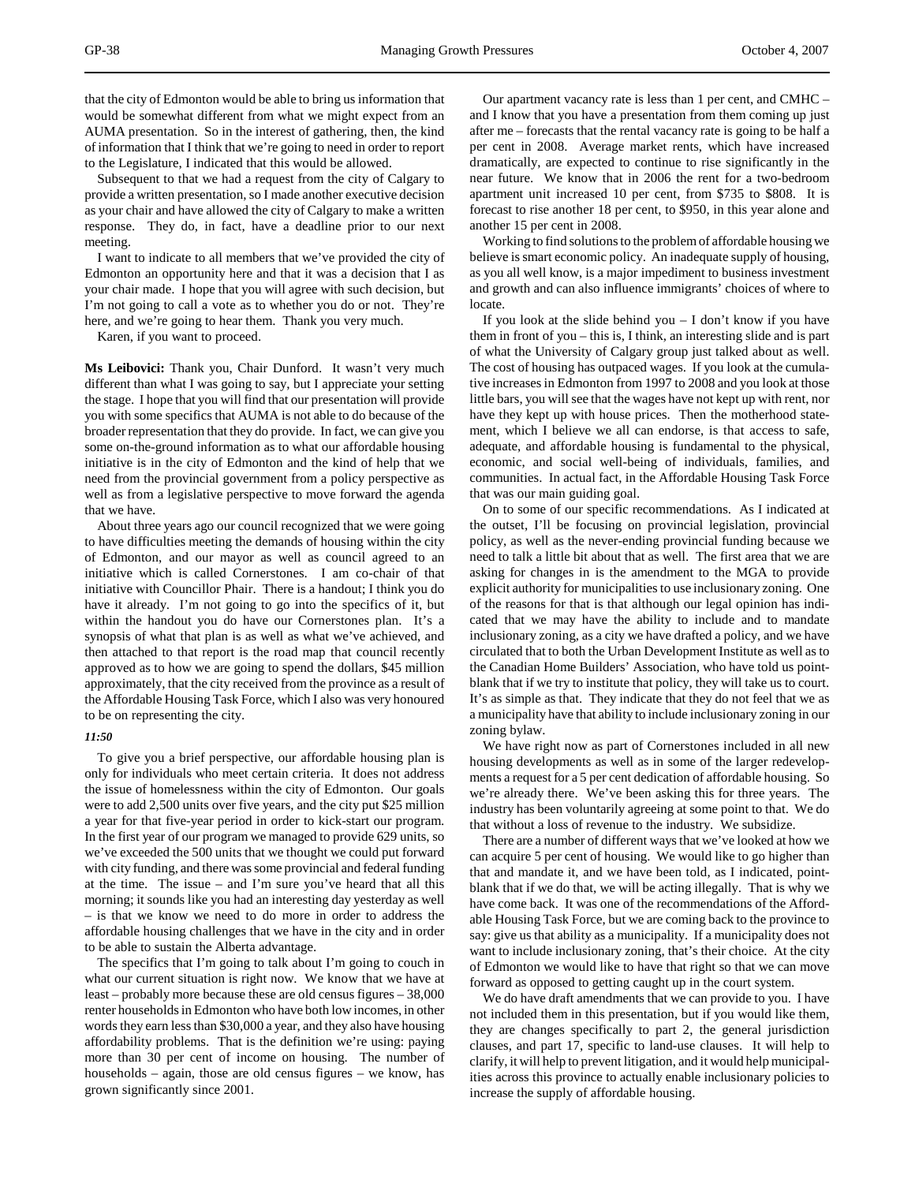that the city of Edmonton would be able to bring us information that would be somewhat different from what we might expect from an AUMA presentation. So in the interest of gathering, then, the kind of information that I think that we're going to need in order to report to the Legislature, I indicated that this would be allowed.

Subsequent to that we had a request from the city of Calgary to provide a written presentation, so I made another executive decision as your chair and have allowed the city of Calgary to make a written response. They do, in fact, have a deadline prior to our next meeting.

I want to indicate to all members that we've provided the city of Edmonton an opportunity here and that it was a decision that I as your chair made. I hope that you will agree with such decision, but I'm not going to call a vote as to whether you do or not. They're here, and we're going to hear them. Thank you very much.

Karen, if you want to proceed.

**Ms Leibovici:** Thank you, Chair Dunford. It wasn't very much different than what I was going to say, but I appreciate your setting the stage. I hope that you will find that our presentation will provide you with some specifics that AUMA is not able to do because of the broader representation that they do provide. In fact, we can give you some on-the-ground information as to what our affordable housing initiative is in the city of Edmonton and the kind of help that we need from the provincial government from a policy perspective as well as from a legislative perspective to move forward the agenda that we have.

About three years ago our council recognized that we were going to have difficulties meeting the demands of housing within the city of Edmonton, and our mayor as well as council agreed to an initiative which is called Cornerstones. I am co-chair of that initiative with Councillor Phair. There is a handout; I think you do have it already. I'm not going to go into the specifics of it, but within the handout you do have our Cornerstones plan. It's a synopsis of what that plan is as well as what we've achieved, and then attached to that report is the road map that council recently approved as to how we are going to spend the dollars, $45 million approximately, that the city received from the province as a result of the Affordable Housing Task Force, which I also was very honoured to be on representing the city.

*11:50*

To give you a brief perspective, our affordable housing plan is only for individuals who meet certain criteria. It does not address the issue of homelessness within the city of Edmonton. Our goals were to add 2,500 units over five years, and the city put $25 million a year for that five-year period in order to kick-start our program. In the first year of our program we managed to provide 629 units, so we've exceeded the 500 units that we thought we could put forward with city funding, and there was some provincial and federal funding at the time. The issue – and I'm sure you've heard that all this morning; it sounds like you had an interesting day yesterday as well – is that we know we need to do more in order to address the affordable housing challenges that we have in the city and in order to be able to sustain the Alberta advantage.

The specifics that I'm going to talk about I'm going to couch in what our current situation is right now. We know that we have at least – probably more because these are old census figures – 38,000 renter households in Edmonton who have both low incomes, in other words they earn less than $30,000 a year, and they also have housing affordability problems. That is the definition we're using: paying more than 30 per cent of income on housing. The number of households – again, those are old census figures – we know, has grown significantly since 2001.

Our apartment vacancy rate is less than 1 per cent, and CMHC – and I know that you have a presentation from them coming up just after me – forecasts that the rental vacancy rate is going to be half a per cent in 2008. Average market rents, which have increased dramatically, are expected to continue to rise significantly in the near future. We know that in 2006 the rent for a two-bedroom apartment unit increased 10 per cent, from $735 to $808. It is forecast to rise another 18 per cent, to $950, in this year alone and another 15 per cent in 2008.

Working to find solutions to the problem of affordable housing we believe is smart economic policy. An inadequate supply of housing, as you all well know, is a major impediment to business investment and growth and can also influence immigrants' choices of where to locate.

If you look at the slide behind you – I don't know if you have them in front of you – this is, I think, an interesting slide and is part of what the University of Calgary group just talked about as well. The cost of housing has outpaced wages. If you look at the cumulative increases in Edmonton from 1997 to 2008 and you look at those little bars, you will see that the wages have not kept up with rent, nor have they kept up with house prices. Then the motherhood statement, which I believe we all can endorse, is that access to safe, adequate, and affordable housing is fundamental to the physical, economic, and social well-being of individuals, families, and communities. In actual fact, in the Affordable Housing Task Force that was our main guiding goal.

On to some of our specific recommendations. As I indicated at the outset, I'll be focusing on provincial legislation, provincial policy, as well as the never-ending provincial funding because we need to talk a little bit about that as well. The first area that we are asking for changes in is the amendment to the MGA to provide explicit authority for municipalities to use inclusionary zoning. One of the reasons for that is that although our legal opinion has indicated that we may have the ability to include and to mandate inclusionary zoning, as a city we have drafted a policy, and we have circulated that to both the Urban Development Institute as well as to the Canadian Home Builders' Association, who have told us point-blank that if we try to institute that policy, they will take us to court. It's as simple as that. They indicate that they do not feel that we as a municipality have that ability to include inclusionary zoning in our zoning bylaw.

We have right now as part of Cornerstones included in all new housing developments as well as in some of the larger redevelopments a request for a 5 per cent dedication of affordable housing. So we're already there. We've been asking this for three years. The industry has been voluntarily agreeing at some point to that. We do that without a loss of revenue to the industry. We subsidize.

There are a number of different ways that we've looked at how we can acquire 5 per cent of housing. We would like to go higher than that and mandate it, and we have been told, as I indicated, point-blank that if we do that, we will be acting illegally. That is why we have come back. It was one of the recommendations of the Affordable Housing Task Force, but we are coming back to the province to say: give us that ability as a municipality. If a municipality does not want to include inclusionary zoning, that's their choice. At the city of Edmonton we would like to have that right so that we can move forward as opposed to getting caught up in the court system.

We do have draft amendments that we can provide to you. I have not included them in this presentation, but if you would like them, they are changes specifically to part 2, the general jurisdiction clauses, and part 17, specific to land-use clauses. It will help to clarify, it will help to prevent litigation, and it would help municipalities across this province to actually enable inclusionary policies to increase the supply of affordable housing.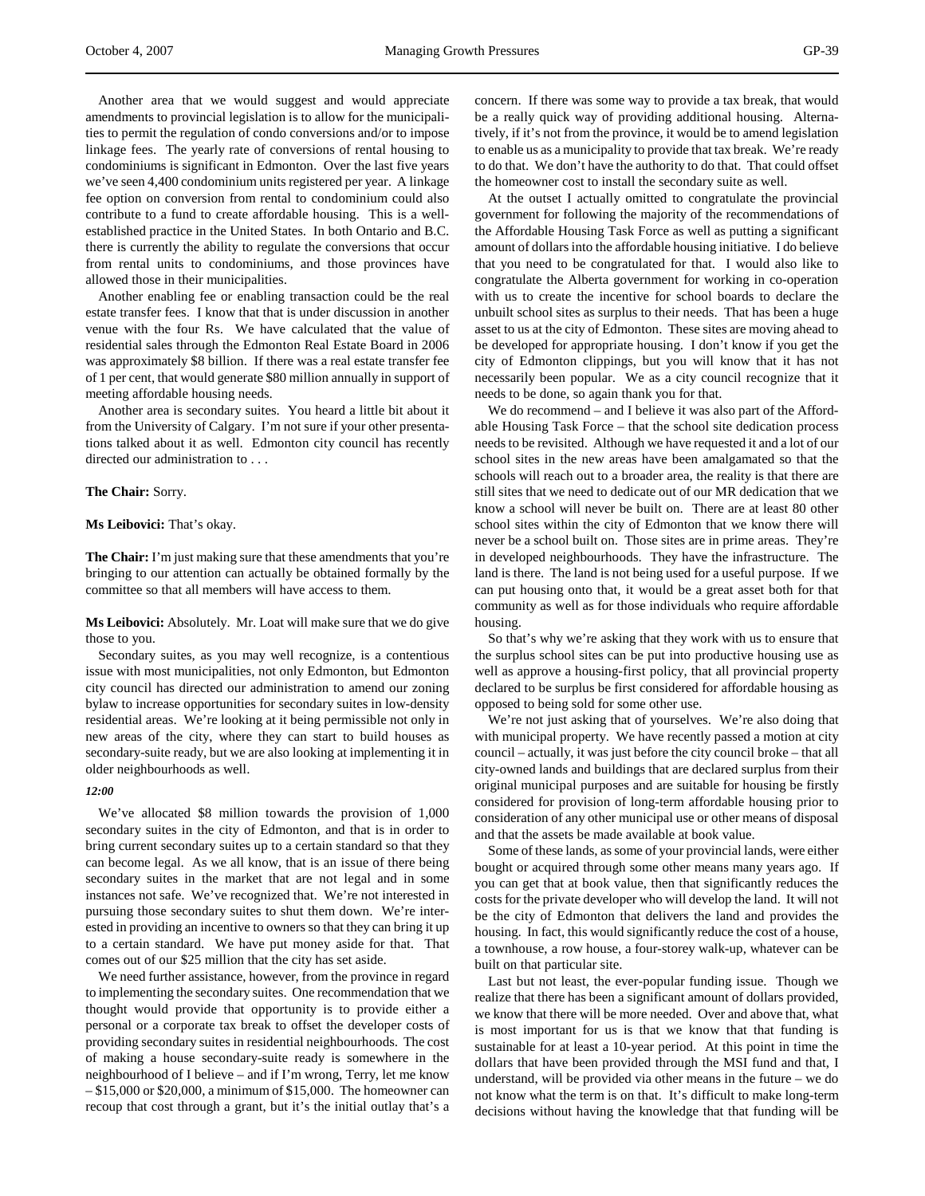Another area that we would suggest and would appreciate amendments to provincial legislation is to allow for the municipalities to permit the regulation of condo conversions and/or to impose linkage fees. The yearly rate of conversions of rental housing to condominiums is significant in Edmonton. Over the last five years we've seen 4,400 condominium units registered per year. A linkage fee option on conversion from rental to condominium could also contribute to a fund to create affordable housing. This is a well-established practice in the United States. In both Ontario and B.C. there is currently the ability to regulate the conversions that occur from rental units to condominiums, and those provinces have allowed those in their municipalities.

Another enabling fee or enabling transaction could be the real estate transfer fees. I know that that is under discussion in another venue with the four Rs. We have calculated that the value of residential sales through the Edmonton Real Estate Board in 2006 was approximately $8 billion. If there was a real estate transfer fee of 1 per cent, that would generate $80 million annually in support of meeting affordable housing needs.

Another area is secondary suites. You heard a little bit about it from the University of Calgary. I'm not sure if your other presentations talked about it as well. Edmonton city council has recently directed our administration to . . .

**The Chair:** Sorry.

**Ms Leibovici:** That's okay.

**The Chair:** I'm just making sure that these amendments that you're bringing to our attention can actually be obtained formally by the committee so that all members will have access to them.

**Ms Leibovici:** Absolutely. Mr. Loat will make sure that we do give those to you.

Secondary suites, as you may well recognize, is a contentious issue with most municipalities, not only Edmonton, but Edmonton city council has directed our administration to amend our zoning bylaw to increase opportunities for secondary suites in low-density residential areas. We're looking at it being permissible not only in new areas of the city, where they can start to build houses as secondary-suite ready, but we are also looking at implementing it in older neighbourhoods as well.

*12:00*

We've allocated $8 million towards the provision of 1,000 secondary suites in the city of Edmonton, and that is in order to bring current secondary suites up to a certain standard so that they can become legal. As we all know, that is an issue of there being secondary suites in the market that are not legal and in some instances not safe. We've recognized that. We're not interested in pursuing those secondary suites to shut them down. We're interested in providing an incentive to owners so that they can bring it up to a certain standard. We have put money aside for that. That comes out of our $25 million that the city has set aside.

We need further assistance, however, from the province in regard to implementing the secondary suites. One recommendation that we thought would provide that opportunity is to provide either a personal or a corporate tax break to offset the developer costs of providing secondary suites in residential neighbourhoods. The cost of making a house secondary-suite ready is somewhere in the neighbourhood of I believe – and if I'm wrong, Terry, let me know – $15,000 or $20,000, a minimum of $15,000. The homeowner can recoup that cost through a grant, but it's the initial outlay that's a concern. If there was some way to provide a tax break, that would be a really quick way of providing additional housing. Alternatively, if it's not from the province, it would be to amend legislation to enable us as a municipality to provide that tax break. We're ready to do that. We don't have the authority to do that. That could offset the homeowner cost to install the secondary suite as well.

At the outset I actually omitted to congratulate the provincial government for following the majority of the recommendations of the Affordable Housing Task Force as well as putting a significant amount of dollars into the affordable housing initiative. I do believe that you need to be congratulated for that. I would also like to congratulate the Alberta government for working in co-operation with us to create the incentive for school boards to declare the unbuilt school sites as surplus to their needs. That has been a huge asset to us at the city of Edmonton. These sites are moving ahead to be developed for appropriate housing. I don't know if you get the city of Edmonton clippings, but you will know that it has not necessarily been popular. We as a city council recognize that it needs to be done, so again thank you for that.

We do recommend – and I believe it was also part of the Affordable Housing Task Force – that the school site dedication process needs to be revisited. Although we have requested it and a lot of our school sites in the new areas have been amalgamated so that the schools will reach out to a broader area, the reality is that there are still sites that we need to dedicate out of our MR dedication that we know a school will never be built on. There are at least 80 other school sites within the city of Edmonton that we know there will never be a school built on. Those sites are in prime areas. They're in developed neighbourhoods. They have the infrastructure. The land is there. The land is not being used for a useful purpose. If we can put housing onto that, it would be a great asset both for that community as well as for those individuals who require affordable housing.

So that's why we're asking that they work with us to ensure that the surplus school sites can be put into productive housing use as well as approve a housing-first policy, that all provincial property declared to be surplus be first considered for affordable housing as opposed to being sold for some other use.

We're not just asking that of yourselves. We're also doing that with municipal property. We have recently passed a motion at city council – actually, it was just before the city council broke – that all city-owned lands and buildings that are declared surplus from their original municipal purposes and are suitable for housing be firstly considered for provision of long-term affordable housing prior to consideration of any other municipal use or other means of disposal and that the assets be made available at book value.

Some of these lands, as some of your provincial lands, were either bought or acquired through some other means many years ago. If you can get that at book value, then that significantly reduces the costs for the private developer who will develop the land. It will not be the city of Edmonton that delivers the land and provides the housing. In fact, this would significantly reduce the cost of a house, a townhouse, a row house, a four-storey walk-up, whatever can be built on that particular site.

Last but not least, the ever-popular funding issue. Though we realize that there has been a significant amount of dollars provided, we know that there will be more needed. Over and above that, what is most important for us is that we know that that funding is sustainable for at least a 10-year period. At this point in time the dollars that have been provided through the MSI fund and that, I understand, will be provided via other means in the future – we do not know what the term is on that. It's difficult to make long-term decisions without having the knowledge that that funding will be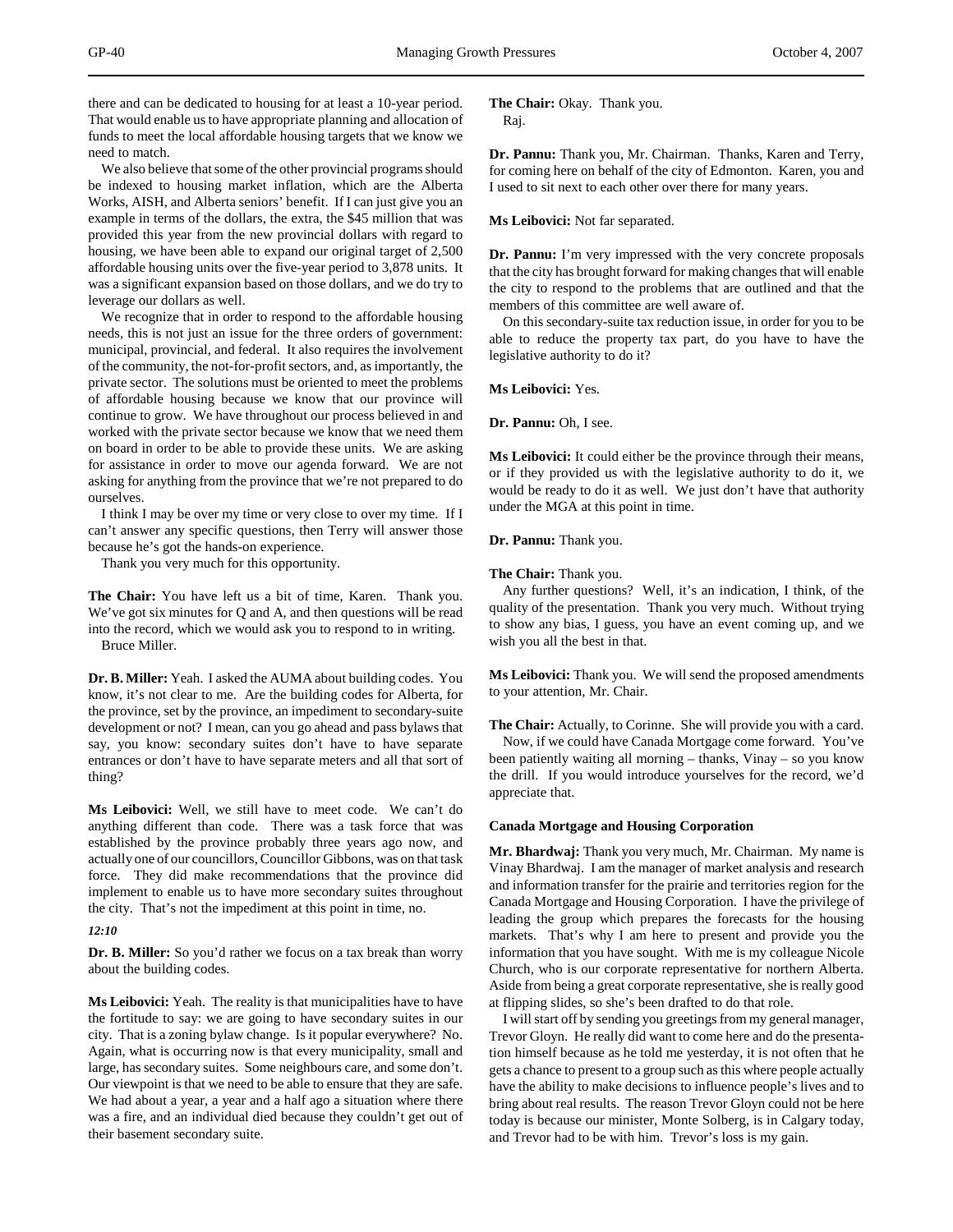there and can be dedicated to housing for at least a 10-year period. That would enable us to have appropriate planning and allocation of funds to meet the local affordable housing targets that we know we need to match.

We also believe that some of the other provincial programs should be indexed to housing market inflation, which are the Alberta Works, AISH, and Alberta seniors' benefit. If I can just give you an example in terms of the dollars, the extra, the $45 million that was provided this year from the new provincial dollars with regard to housing, we have been able to expand our original target of 2,500 affordable housing units over the five-year period to 3,878 units. It was a significant expansion based on those dollars, and we do try to leverage our dollars as well.

We recognize that in order to respond to the affordable housing needs, this is not just an issue for the three orders of government: municipal, provincial, and federal. It also requires the involvement of the community, the not-for-profit sectors, and, as importantly, the private sector. The solutions must be oriented to meet the problems of affordable housing because we know that our province will continue to grow. We have throughout our process believed in and worked with the private sector because we know that we need them on board in order to be able to provide these units. We are asking for assistance in order to move our agenda forward. We are not asking for anything from the province that we're not prepared to do ourselves.

I think I may be over my time or very close to over my time. If I can't answer any specific questions, then Terry will answer those because he's got the hands-on experience.

Thank you very much for this opportunity.

**The Chair:** You have left us a bit of time, Karen. Thank you. We've got six minutes for Q and A, and then questions will be read into the record, which we would ask you to respond to in writing.

Bruce Miller.

**Dr. B. Miller:** Yeah. I asked the AUMA about building codes. You know, it's not clear to me. Are the building codes for Alberta, for the province, set by the province, an impediment to secondary-suite development or not? I mean, can you go ahead and pass bylaws that say, you know: secondary suites don't have to have separate entrances or don't have to have separate meters and all that sort of thing?

**Ms Leibovici:** Well, we still have to meet code. We can't do anything different than code. There was a task force that was established by the province probably three years ago now, and actually one of our councillors, Councillor Gibbons, was on that task force. They did make recommendations that the province did implement to enable us to have more secondary suites throughout the city. That's not the impediment at this point in time, no.

*12:10*

**Dr. B. Miller:** So you'd rather we focus on a tax break than worry about the building codes.

**Ms Leibovici:** Yeah. The reality is that municipalities have to have the fortitude to say: we are going to have secondary suites in our city. That is a zoning bylaw change. Is it popular everywhere? No. Again, what is occurring now is that every municipality, small and large, has secondary suites. Some neighbours care, and some don't. Our viewpoint is that we need to be able to ensure that they are safe. We had about a year, a year and a half ago a situation where there was a fire, and an individual died because they couldn't get out of their basement secondary suite.

**The Chair:** Okay. Thank you.

Raj.

**Dr. Pannu:** Thank you, Mr. Chairman. Thanks, Karen and Terry, for coming here on behalf of the city of Edmonton. Karen, you and I used to sit next to each other over there for many years.

**Ms Leibovici:** Not far separated.

**Dr. Pannu:** I'm very impressed with the very concrete proposals that the city has brought forward for making changes that will enable the city to respond to the problems that are outlined and that the members of this committee are well aware of.

On this secondary-suite tax reduction issue, in order for you to be able to reduce the property tax part, do you have to have the legislative authority to do it?

**Ms Leibovici:** Yes.

**Dr. Pannu:** Oh, I see.

**Ms Leibovici:** It could either be the province through their means, or if they provided us with the legislative authority to do it, we would be ready to do it as well. We just don't have that authority under the MGA at this point in time.

**Dr. Pannu:** Thank you.

**The Chair:** Thank you.

Any further questions? Well, it's an indication, I think, of the quality of the presentation. Thank you very much. Without trying to show any bias, I guess, you have an event coming up, and we wish you all the best in that.

**Ms Leibovici:** Thank you. We will send the proposed amendments to your attention, Mr. Chair.

**The Chair:** Actually, to Corinne. She will provide you with a card.

Now, if we could have Canada Mortgage come forward. You've been patiently waiting all morning – thanks, Vinay – so you know the drill. If you would introduce yourselves for the record, we'd appreciate that.

**Canada Mortgage and Housing Corporation**

**Mr. Bhardwaj:** Thank you very much, Mr. Chairman. My name is Vinay Bhardwaj. I am the manager of market analysis and research and information transfer for the prairie and territories region for the Canada Mortgage and Housing Corporation. I have the privilege of leading the group which prepares the forecasts for the housing markets. That's why I am here to present and provide you the information that you have sought. With me is my colleague Nicole Church, who is our corporate representative for northern Alberta. Aside from being a great corporate representative, she is really good at flipping slides, so she's been drafted to do that role.

I will start off by sending you greetings from my general manager, Trevor Gloyn. He really did want to come here and do the presentation himself because as he told me yesterday, it is not often that he gets a chance to present to a group such as this where people actually have the ability to make decisions to influence people's lives and to bring about real results. The reason Trevor Gloyn could not be here today is because our minister, Monte Solberg, is in Calgary today, and Trevor had to be with him. Trevor's loss is my gain.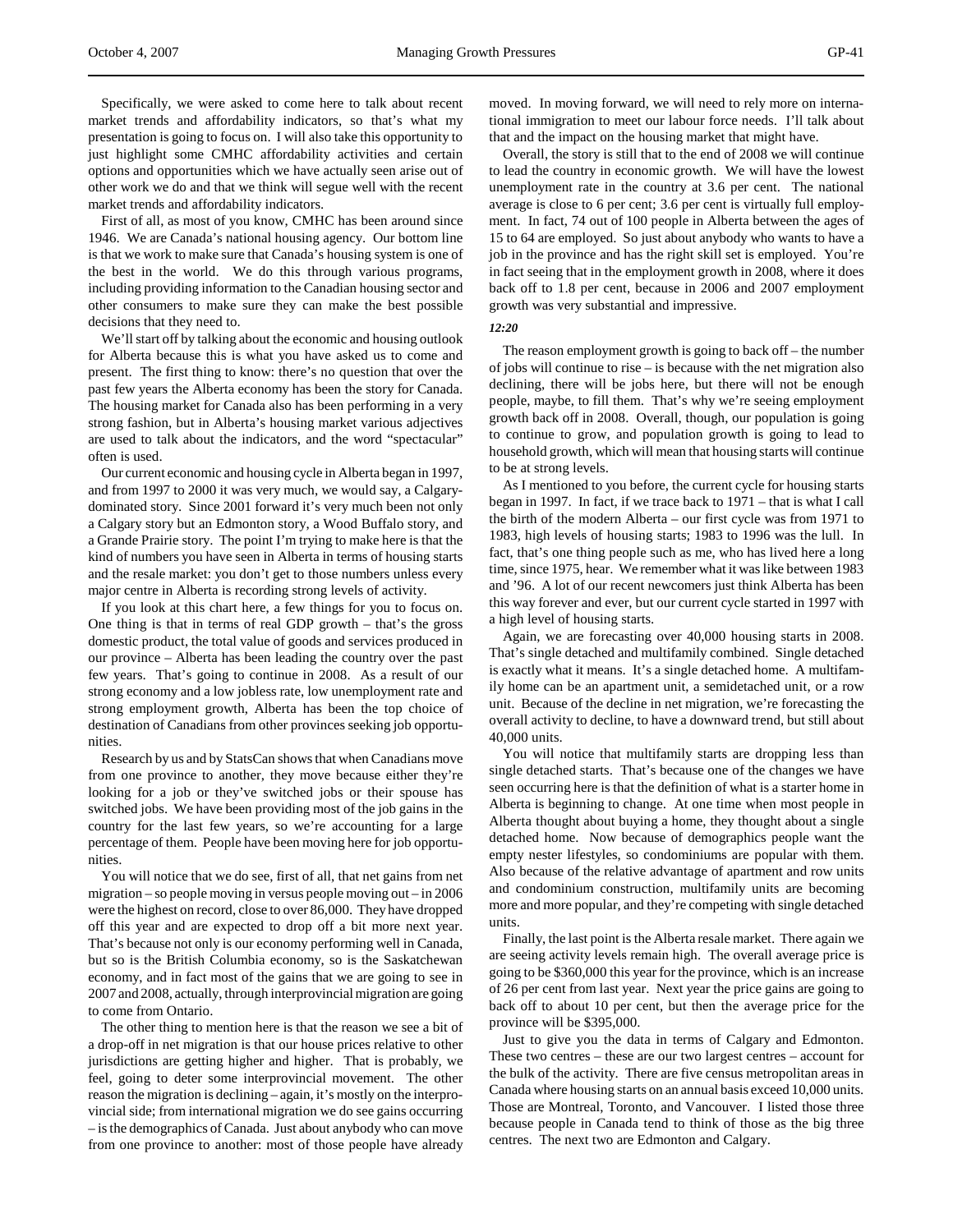Specifically, we were asked to come here to talk about recent market trends and affordability indicators, so that's what my presentation is going to focus on. I will also take this opportunity to just highlight some CMHC affordability activities and certain options and opportunities which we have actually seen arise out of other work we do and that we think will segue well with the recent market trends and affordability indicators.

First of all, as most of you know, CMHC has been around since 1946. We are Canada's national housing agency. Our bottom line is that we work to make sure that Canada's housing system is one of the best in the world. We do this through various programs, including providing information to the Canadian housing sector and other consumers to make sure they can make the best possible decisions that they need to.

We'll start off by talking about the economic and housing outlook for Alberta because this is what you have asked us to come and present. The first thing to know: there's no question that over the past few years the Alberta economy has been the story for Canada. The housing market for Canada also has been performing in a very strong fashion, but in Alberta's housing market various adjectives are used to talk about the indicators, and the word "spectacular" often is used.

Our current economic and housing cycle in Alberta began in 1997, and from 1997 to 2000 it was very much, we would say, a Calgary-dominated story. Since 2001 forward it's very much been not only a Calgary story but an Edmonton story, a Wood Buffalo story, and a Grande Prairie story. The point I'm trying to make here is that the kind of numbers you have seen in Alberta in terms of housing starts and the resale market: you don't get to those numbers unless every major centre in Alberta is recording strong levels of activity.

If you look at this chart here, a few things for you to focus on. One thing is that in terms of real GDP growth – that's the gross domestic product, the total value of goods and services produced in our province – Alberta has been leading the country over the past few years. That's going to continue in 2008. As a result of our strong economy and a low jobless rate, low unemployment rate and strong employment growth, Alberta has been the top choice of destination of Canadians from other provinces seeking job opportunities.

Research by us and by StatsCan shows that when Canadians move from one province to another, they move because either they're looking for a job or they've switched jobs or their spouse has switched jobs. We have been providing most of the job gains in the country for the last few years, so we're accounting for a large percentage of them. People have been moving here for job opportunities.

You will notice that we do see, first of all, that net gains from net migration – so people moving in versus people moving out – in 2006 were the highest on record, close to over 86,000. They have dropped off this year and are expected to drop off a bit more next year. That's because not only is our economy performing well in Canada, but so is the British Columbia economy, so is the Saskatchewan economy, and in fact most of the gains that we are going to see in 2007 and 2008, actually, through interprovincial migration are going to come from Ontario.

The other thing to mention here is that the reason we see a bit of a drop-off in net migration is that our house prices relative to other jurisdictions are getting higher and higher. That is probably, we feel, going to deter some interprovincial movement. The other reason the migration is declining – again, it's mostly on the interprovincial side; from international migration we do see gains occurring – is the demographics of Canada. Just about anybody who can move from one province to another: most of those people have already moved. In moving forward, we will need to rely more on international immigration to meet our labour force needs. I'll talk about that and the impact on the housing market that might have.

Overall, the story is still that to the end of 2008 we will continue to lead the country in economic growth. We will have the lowest unemployment rate in the country at 3.6 per cent. The national average is close to 6 per cent; 3.6 per cent is virtually full employment. In fact, 74 out of 100 people in Alberta between the ages of 15 to 64 are employed. So just about anybody who wants to have a job in the province and has the right skill set is employed. You're in fact seeing that in the employment growth in 2008, where it does back off to 1.8 per cent, because in 2006 and 2007 employment growth was very substantial and impressive.

*12:20*

The reason employment growth is going to back off – the number of jobs will continue to rise – is because with the net migration also declining, there will be jobs here, but there will not be enough people, maybe, to fill them. That's why we're seeing employment growth back off in 2008. Overall, though, our population is going to continue to grow, and population growth is going to lead to household growth, which will mean that housing starts will continue to be at strong levels.

As I mentioned to you before, the current cycle for housing starts began in 1997. In fact, if we trace back to 1971 – that is what I call the birth of the modern Alberta – our first cycle was from 1971 to 1983, high levels of housing starts; 1983 to 1996 was the lull. In fact, that's one thing people such as me, who has lived here a long time, since 1975, hear. We remember what it was like between 1983 and '96. A lot of our recent newcomers just think Alberta has been this way forever and ever, but our current cycle started in 1997 with a high level of housing starts.

Again, we are forecasting over 40,000 housing starts in 2008. That's single detached and multifamily combined. Single detached is exactly what it means. It's a single detached home. A multifamily home can be an apartment unit, a semidetached unit, or a row unit. Because of the decline in net migration, we're forecasting the overall activity to decline, to have a downward trend, but still about 40,000 units.

You will notice that multifamily starts are dropping less than single detached starts. That's because one of the changes we have seen occurring here is that the definition of what is a starter home in Alberta is beginning to change. At one time when most people in Alberta thought about buying a home, they thought about a single detached home. Now because of demographics people want the empty nester lifestyles, so condominiums are popular with them. Also because of the relative advantage of apartment and row units and condominium construction, multifamily units are becoming more and more popular, and they're competing with single detached units.

Finally, the last point is the Alberta resale market. There again we are seeing activity levels remain high. The overall average price is going to be $360,000 this year for the province, which is an increase of 26 per cent from last year. Next year the price gains are going to back off to about 10 per cent, but then the average price for the province will be $395,000.

Just to give you the data in terms of Calgary and Edmonton. These two centres – these are our two largest centres – account for the bulk of the activity. There are five census metropolitan areas in Canada where housing starts on an annual basis exceed 10,000 units. Those are Montreal, Toronto, and Vancouver. I listed those three because people in Canada tend to think of those as the big three centres. The next two are Edmonton and Calgary.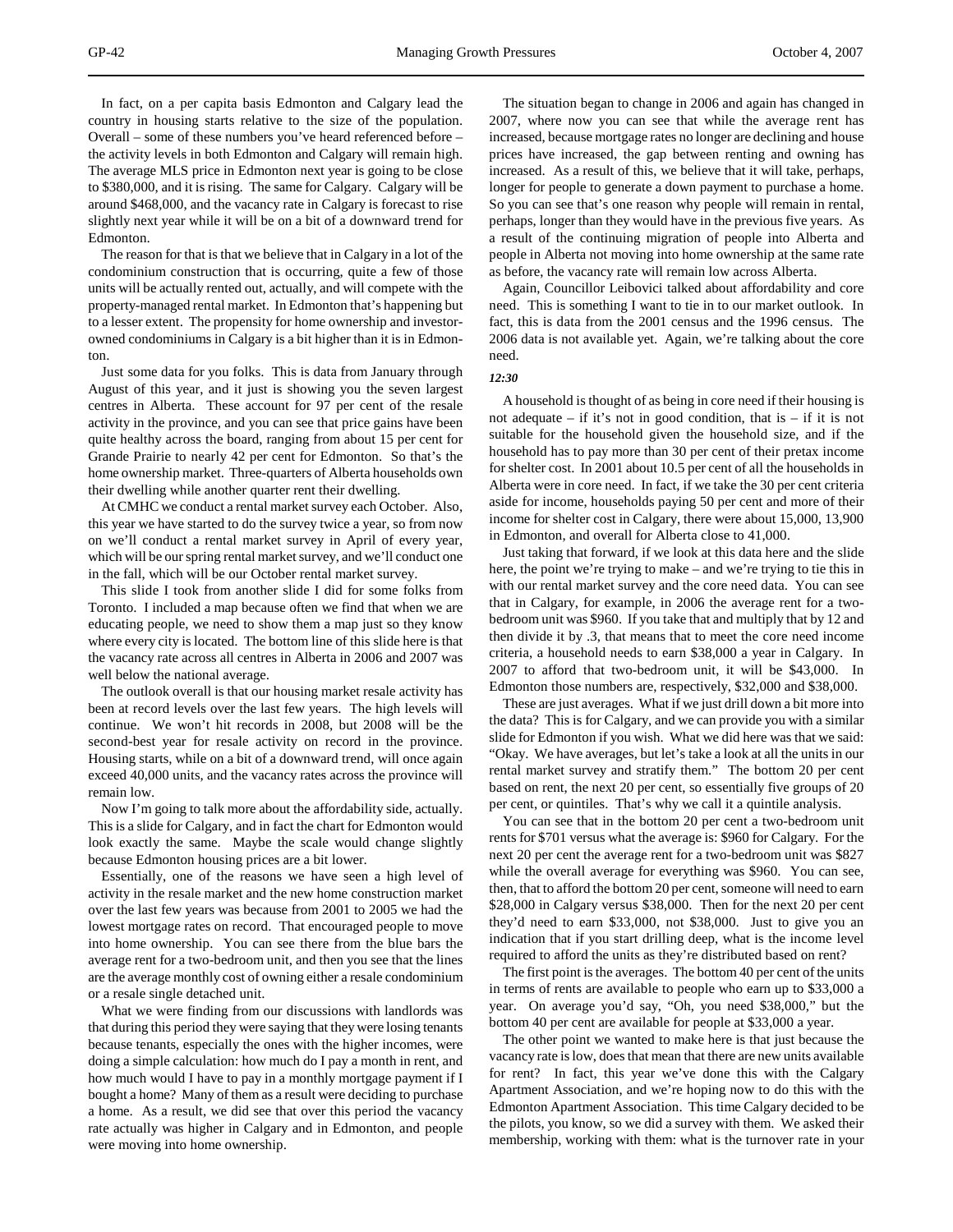In fact, on a per capita basis Edmonton and Calgary lead the country in housing starts relative to the size of the population. Overall – some of these numbers you've heard referenced before – the activity levels in both Edmonton and Calgary will remain high. The average MLS price in Edmonton next year is going to be close to $380,000, and it is rising. The same for Calgary. Calgary will be around $468,000, and the vacancy rate in Calgary is forecast to rise slightly next year while it will be on a bit of a downward trend for Edmonton.

The reason for that is that we believe that in Calgary in a lot of the condominium construction that is occurring, quite a few of those units will be actually rented out, actually, and will compete with the property-managed rental market. In Edmonton that's happening but to a lesser extent. The propensity for home ownership and investor-owned condominiums in Calgary is a bit higher than it is in Edmonton.

Just some data for you folks. This is data from January through August of this year, and it just is showing you the seven largest centres in Alberta. These account for 97 per cent of the resale activity in the province, and you can see that price gains have been quite healthy across the board, ranging from about 15 per cent for Grande Prairie to nearly 42 per cent for Edmonton. So that's the home ownership market. Three-quarters of Alberta households own their dwelling while another quarter rent their dwelling.

At CMHC we conduct a rental market survey each October. Also, this year we have started to do the survey twice a year, so from now on we'll conduct a rental market survey in April of every year, which will be our spring rental market survey, and we'll conduct one in the fall, which will be our October rental market survey.

This slide I took from another slide I did for some folks from Toronto. I included a map because often we find that when we are educating people, we need to show them a map just so they know where every city is located. The bottom line of this slide here is that the vacancy rate across all centres in Alberta in 2006 and 2007 was well below the national average.

The outlook overall is that our housing market resale activity has been at record levels over the last few years. The high levels will continue. We won't hit records in 2008, but 2008 will be the second-best year for resale activity on record in the province. Housing starts, while on a bit of a downward trend, will once again exceed 40,000 units, and the vacancy rates across the province will remain low.

Now I'm going to talk more about the affordability side, actually. This is a slide for Calgary, and in fact the chart for Edmonton would look exactly the same. Maybe the scale would change slightly because Edmonton housing prices are a bit lower.

Essentially, one of the reasons we have seen a high level of activity in the resale market and the new home construction market over the last few years was because from 2001 to 2005 we had the lowest mortgage rates on record. That encouraged people to move into home ownership. You can see there from the blue bars the average rent for a two-bedroom unit, and then you see that the lines are the average monthly cost of owning either a resale condominium or a resale single detached unit.

What we were finding from our discussions with landlords was that during this period they were saying that they were losing tenants because tenants, especially the ones with the higher incomes, were doing a simple calculation: how much do I pay a month in rent, and how much would I have to pay in a monthly mortgage payment if I bought a home? Many of them as a result were deciding to purchase a home. As a result, we did see that over this period the vacancy rate actually was higher in Calgary and in Edmonton, and people were moving into home ownership.

The situation began to change in 2006 and again has changed in 2007, where now you can see that while the average rent has increased, because mortgage rates no longer are declining and house prices have increased, the gap between renting and owning has increased. As a result of this, we believe that it will take, perhaps, longer for people to generate a down payment to purchase a home. So you can see that's one reason why people will remain in rental, perhaps, longer than they would have in the previous five years. As a result of the continuing migration of people into Alberta and people in Alberta not moving into home ownership at the same rate as before, the vacancy rate will remain low across Alberta.

Again, Councillor Leibovici talked about affordability and core need. This is something I want to tie in to our market outlook. In fact, this is data from the 2001 census and the 1996 census. The 2006 data is not available yet. Again, we're talking about the core need.

*12:30*

A household is thought of as being in core need if their housing is not adequate – if it's not in good condition, that is – if it is not suitable for the household given the household size, and if the household has to pay more than 30 per cent of their pretax income for shelter cost. In 2001 about 10.5 per cent of all the households in Alberta were in core need. In fact, if we take the 30 per cent criteria aside for income, households paying 50 per cent and more of their income for shelter cost in Calgary, there were about 15,000, 13,900 in Edmonton, and overall for Alberta close to 41,000.

Just taking that forward, if we look at this data here and the slide here, the point we're trying to make – and we're trying to tie this in with our rental market survey and the core need data. You can see that in Calgary, for example, in 2006 the average rent for a two-bedroom unit was $960. If you take that and multiply that by 12 and then divide it by .3, that means that to meet the core need income criteria, a household needs to earn $38,000 a year in Calgary. In 2007 to afford that two-bedroom unit, it will be $43,000. In Edmonton those numbers are, respectively, $32,000 and $38,000.

These are just averages. What if we just drill down a bit more into the data? This is for Calgary, and we can provide you with a similar slide for Edmonton if you wish. What we did here was that we said: "Okay. We have averages, but let's take a look at all the units in our rental market survey and stratify them." The bottom 20 per cent based on rent, the next 20 per cent, so essentially five groups of 20 per cent, or quintiles. That's why we call it a quintile analysis.

You can see that in the bottom 20 per cent a two-bedroom unit rents for $701 versus what the average is: $960 for Calgary. For the next 20 per cent the average rent for a two-bedroom unit was $827 while the overall average for everything was $960. You can see, then, that to afford the bottom 20 per cent, someone will need to earn $28,000 in Calgary versus $38,000. Then for the next 20 per cent they'd need to earn $33,000, not $38,000. Just to give you an indication that if you start drilling deep, what is the income level required to afford the units as they're distributed based on rent?

The first point is the averages. The bottom 40 per cent of the units in terms of rents are available to people who earn up to $33,000 a year. On average you'd say, "Oh, you need $38,000," but the bottom 40 per cent are available for people at $33,000 a year.

The other point we wanted to make here is that just because the vacancy rate is low, does that mean that there are new units available for rent? In fact, this year we've done this with the Calgary Apartment Association, and we're hoping now to do this with the Edmonton Apartment Association. This time Calgary decided to be the pilots, you know, so we did a survey with them. We asked their membership, working with them: what is the turnover rate in your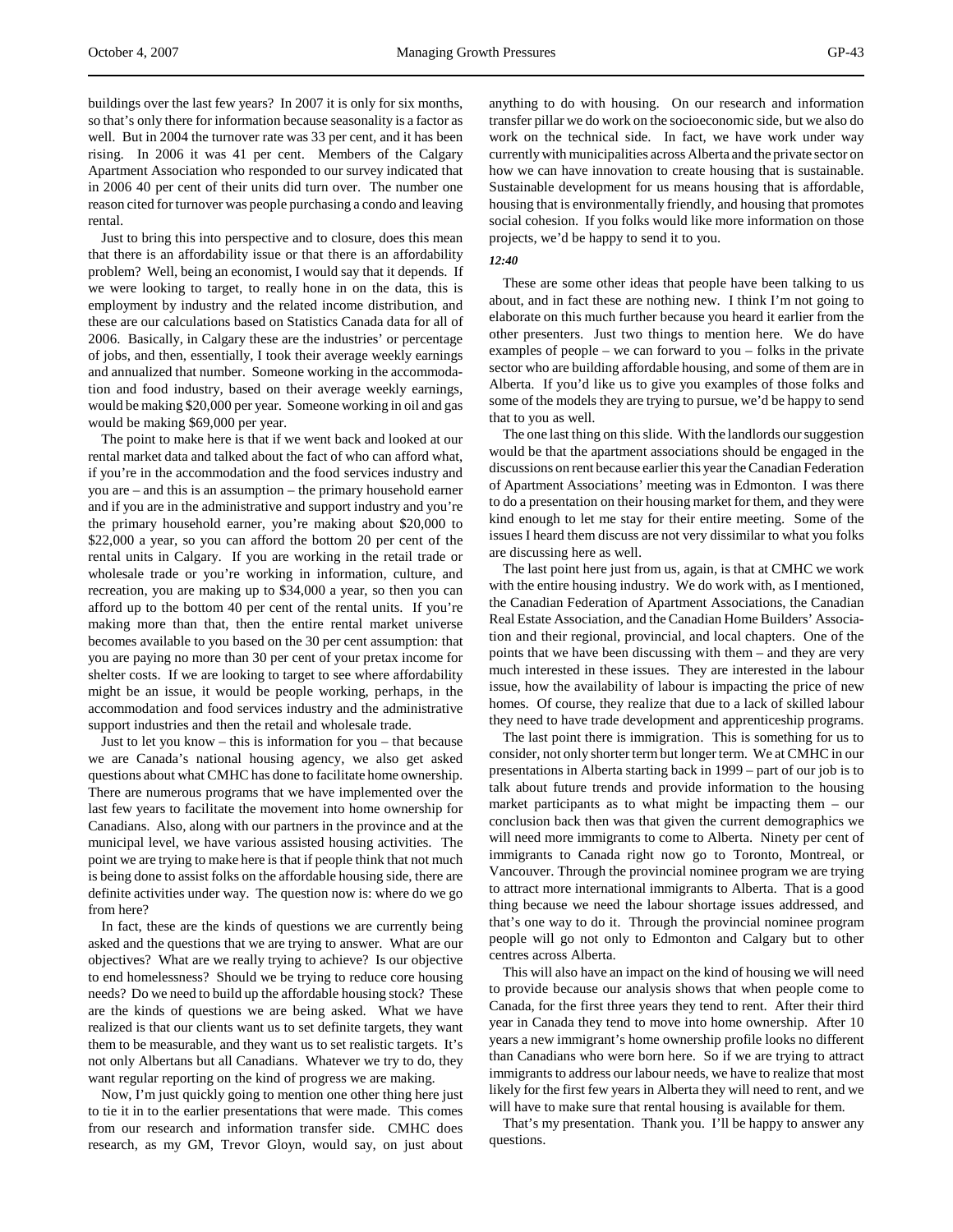buildings over the last few years? In 2007 it is only for six months, so that's only there for information because seasonality is a factor as well. But in 2004 the turnover rate was 33 per cent, and it has been rising. In 2006 it was 41 per cent. Members of the Calgary Apartment Association who responded to our survey indicated that in 2006 40 per cent of their units did turn over. The number one reason cited for turnover was people purchasing a condo and leaving rental.

Just to bring this into perspective and to closure, does this mean that there is an affordability issue or that there is an affordability problem? Well, being an economist, I would say that it depends. If we were looking to target, to really hone in on the data, this is employment by industry and the related income distribution, and these are our calculations based on Statistics Canada data for all of 2006. Basically, in Calgary these are the industries' or percentage of jobs, and then, essentially, I took their average weekly earnings and annualized that number. Someone working in the accommodation and food industry, based on their average weekly earnings, would be making $20,000 per year. Someone working in oil and gas would be making $69,000 per year.

The point to make here is that if we went back and looked at our rental market data and talked about the fact of who can afford what, if you're in the accommodation and the food services industry and you are – and this is an assumption – the primary household earner and if you are in the administrative and support industry and you're the primary household earner, you're making about $20,000 to $22,000 a year, so you can afford the bottom 20 per cent of the rental units in Calgary. If you are working in the retail trade or wholesale trade or you're working in information, culture, and recreation, you are making up to $34,000 a year, so then you can afford up to the bottom 40 per cent of the rental units. If you're making more than that, then the entire rental market universe becomes available to you based on the 30 per cent assumption: that you are paying no more than 30 per cent of your pretax income for shelter costs. If we are looking to target to see where affordability might be an issue, it would be people working, perhaps, in the accommodation and food services industry and the administrative support industries and then the retail and wholesale trade.

Just to let you know – this is information for you – that because we are Canada's national housing agency, we also get asked questions about what CMHC has done to facilitate home ownership. There are numerous programs that we have implemented over the last few years to facilitate the movement into home ownership for Canadians. Also, along with our partners in the province and at the municipal level, we have various assisted housing activities. The point we are trying to make here is that if people think that not much is being done to assist folks on the affordable housing side, there are definite activities under way. The question now is: where do we go from here?

In fact, these are the kinds of questions we are currently being asked and the questions that we are trying to answer. What are our objectives? What are we really trying to achieve? Is our objective to end homelessness? Should we be trying to reduce core housing needs? Do we need to build up the affordable housing stock? These are the kinds of questions we are being asked. What we have realized is that our clients want us to set definite targets, they want them to be measurable, and they want us to set realistic targets. It's not only Albertans but all Canadians. Whatever we try to do, they want regular reporting on the kind of progress we are making.

Now, I'm just quickly going to mention one other thing here just to tie it in to the earlier presentations that were made. This comes from our research and information transfer side. CMHC does research, as my GM, Trevor Gloyn, would say, on just about anything to do with housing. On our research and information transfer pillar we do work on the socioeconomic side, but we also do work on the technical side. In fact, we have work under way currently with municipalities across Alberta and the private sector on how we can have innovation to create housing that is sustainable. Sustainable development for us means housing that is affordable, housing that is environmentally friendly, and housing that promotes social cohesion. If you folks would like more information on those projects, we'd be happy to send it to you.

*12:40*

These are some other ideas that people have been talking to us about, and in fact these are nothing new. I think I'm not going to elaborate on this much further because you heard it earlier from the other presenters. Just two things to mention here. We do have examples of people – we can forward to you – folks in the private sector who are building affordable housing, and some of them are in Alberta. If you'd like us to give you examples of those folks and some of the models they are trying to pursue, we'd be happy to send that to you as well.

The one last thing on this slide. With the landlords our suggestion would be that the apartment associations should be engaged in the discussions on rent because earlier this year the Canadian Federation of Apartment Associations' meeting was in Edmonton. I was there to do a presentation on their housing market for them, and they were kind enough to let me stay for their entire meeting. Some of the issues I heard them discuss are not very dissimilar to what you folks are discussing here as well.

The last point here just from us, again, is that at CMHC we work with the entire housing industry. We do work with, as I mentioned, the Canadian Federation of Apartment Associations, the Canadian Real Estate Association, and the Canadian Home Builders' Association and their regional, provincial, and local chapters. One of the points that we have been discussing with them – and they are very much interested in these issues. They are interested in the labour issue, how the availability of labour is impacting the price of new homes. Of course, they realize that due to a lack of skilled labour they need to have trade development and apprenticeship programs.

The last point there is immigration. This is something for us to consider, not only shorter term but longer term. We at CMHC in our presentations in Alberta starting back in 1999 – part of our job is to talk about future trends and provide information to the housing market participants as to what might be impacting them – our conclusion back then was that given the current demographics we will need more immigrants to come to Alberta. Ninety per cent of immigrants to Canada right now go to Toronto, Montreal, or Vancouver. Through the provincial nominee program we are trying to attract more international immigrants to Alberta. That is a good thing because we need the labour shortage issues addressed, and that's one way to do it. Through the provincial nominee program people will go not only to Edmonton and Calgary but to other centres across Alberta.

This will also have an impact on the kind of housing we will need to provide because our analysis shows that when people come to Canada, for the first three years they tend to rent. After their third year in Canada they tend to move into home ownership. After 10 years a new immigrant's home ownership profile looks no different than Canadians who were born here. So if we are trying to attract immigrants to address our labour needs, we have to realize that most likely for the first few years in Alberta they will need to rent, and we will have to make sure that rental housing is available for them.

That's my presentation. Thank you. I'll be happy to answer any questions.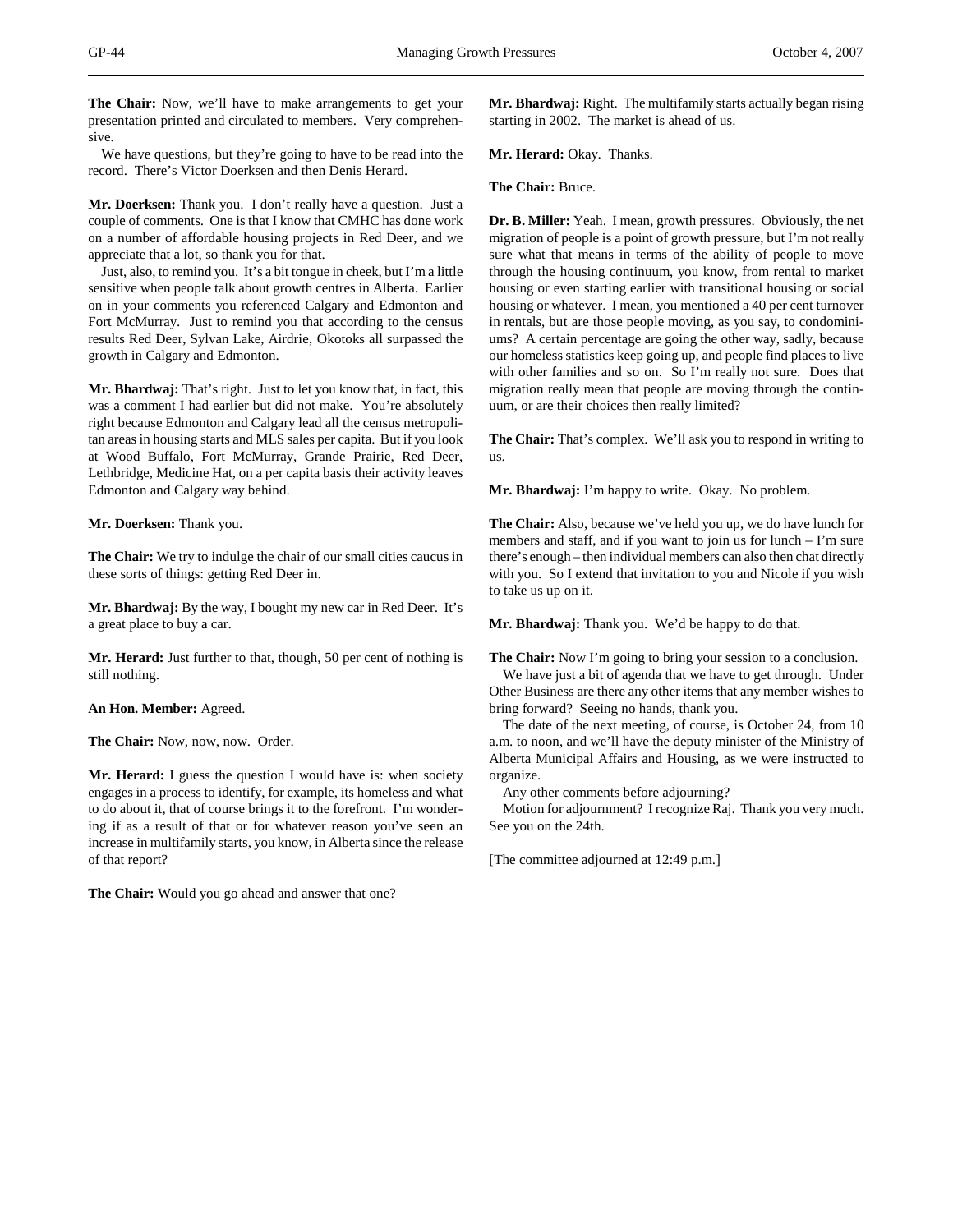**The Chair:** Now, we'll have to make arrangements to get your presentation printed and circulated to members. Very comprehensive.

We have questions, but they're going to have to be read into the record. There's Victor Doerksen and then Denis Herard.

**Mr. Doerksen:** Thank you. I don't really have a question. Just a couple of comments. One is that I know that CMHC has done work on a number of affordable housing projects in Red Deer, and we appreciate that a lot, so thank you for that.

Just, also, to remind you. It's a bit tongue in cheek, but I'm a little sensitive when people talk about growth centres in Alberta. Earlier on in your comments you referenced Calgary and Edmonton and Fort McMurray. Just to remind you that according to the census results Red Deer, Sylvan Lake, Airdrie, Okotoks all surpassed the growth in Calgary and Edmonton.

**Mr. Bhardwaj:** That's right. Just to let you know that, in fact, this was a comment I had earlier but did not make. You're absolutely right because Edmonton and Calgary lead all the census metropolitan areas in housing starts and MLS sales per capita. But if you look at Wood Buffalo, Fort McMurray, Grande Prairie, Red Deer, Lethbridge, Medicine Hat, on a per capita basis their activity leaves Edmonton and Calgary way behind.

**Mr. Doerksen:** Thank you.

**The Chair:** We try to indulge the chair of our small cities caucus in these sorts of things: getting Red Deer in.

**Mr. Bhardwaj:** By the way, I bought my new car in Red Deer. It's a great place to buy a car.

**Mr. Herard:** Just further to that, though, 50 per cent of nothing is still nothing.

**An Hon. Member:** Agreed.

**The Chair:** Now, now, now. Order.

**Mr. Herard:** I guess the question I would have is: when society engages in a process to identify, for example, its homeless and what to do about it, that of course brings it to the forefront. I'm wondering if as a result of that or for whatever reason you've seen an increase in multifamily starts, you know, in Alberta since the release of that report?

**The Chair:** Would you go ahead and answer that one?

**Mr. Bhardwaj:** Right. The multifamily starts actually began rising starting in 2002. The market is ahead of us.

**Mr. Herard:** Okay. Thanks.

**The Chair:** Bruce.

**Dr. B. Miller:** Yeah. I mean, growth pressures. Obviously, the net migration of people is a point of growth pressure, but I'm not really sure what that means in terms of the ability of people to move through the housing continuum, you know, from rental to market housing or even starting earlier with transitional housing or social housing or whatever. I mean, you mentioned a 40 per cent turnover in rentals, but are those people moving, as you say, to condominiums? A certain percentage are going the other way, sadly, because our homeless statistics keep going up, and people find places to live with other families and so on. So I'm really not sure. Does that migration really mean that people are moving through the continuum, or are their choices then really limited?

**The Chair:** That's complex. We'll ask you to respond in writing to us.

**Mr. Bhardwaj:** I'm happy to write. Okay. No problem.

**The Chair:** Also, because we've held you up, we do have lunch for members and staff, and if you want to join us for lunch – I'm sure there's enough – then individual members can also then chat directly with you. So I extend that invitation to you and Nicole if you wish to take us up on it.

**Mr. Bhardwaj:** Thank you. We'd be happy to do that.

**The Chair:** Now I'm going to bring your session to a conclusion.

We have just a bit of agenda that we have to get through. Under Other Business are there any other items that any member wishes to bring forward? Seeing no hands, thank you.

The date of the next meeting, of course, is October 24, from 10 a.m. to noon, and we'll have the deputy minister of the Ministry of Alberta Municipal Affairs and Housing, as we were instructed to organize.

Any other comments before adjourning?

Motion for adjournment? I recognize Raj. Thank you very much. See you on the 24th.

[The committee adjourned at 12:49 p.m.]